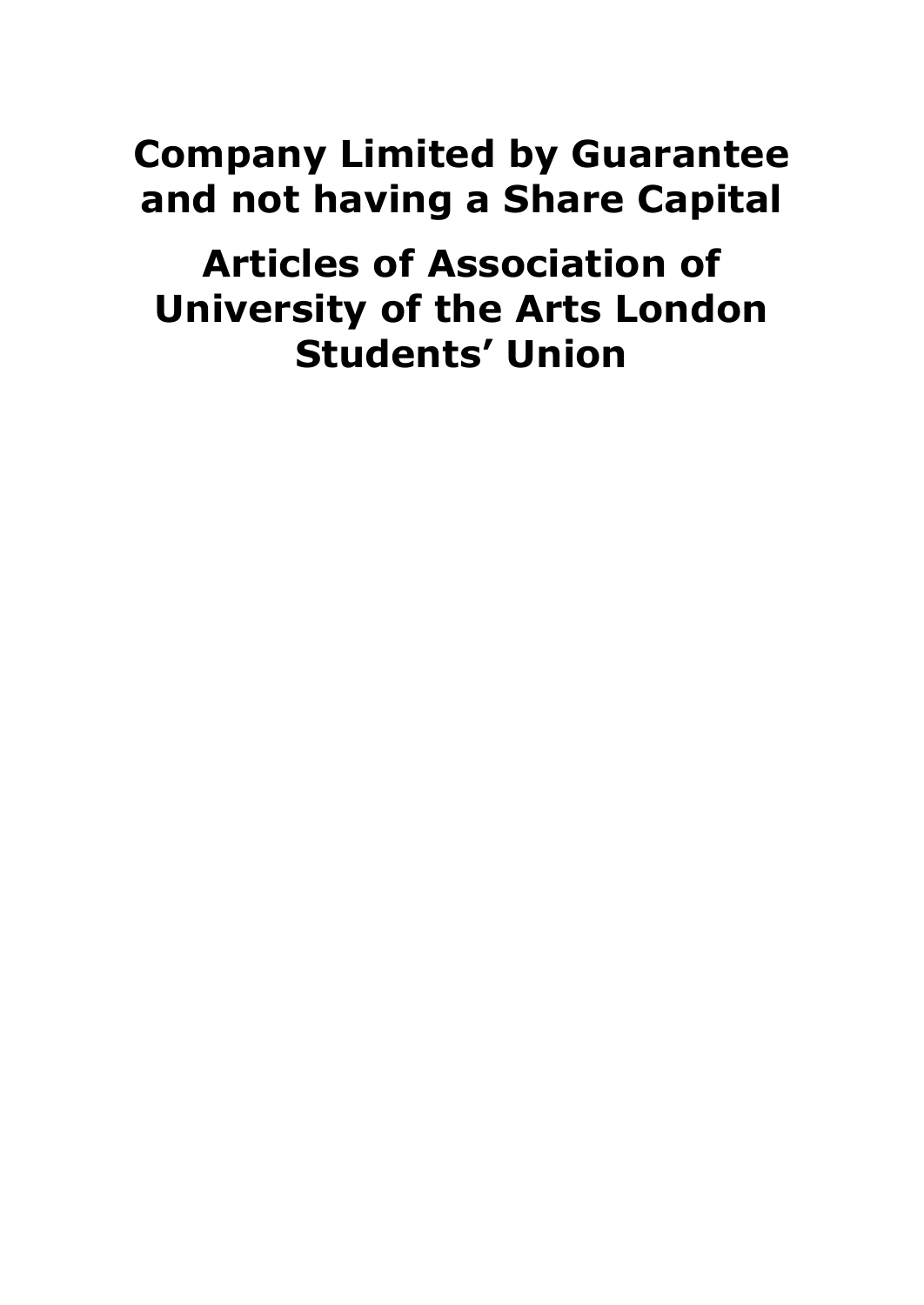# Company Limited by Guarantee and not having a Share Capital

# Articles of Association of University of the Arts London Students' Union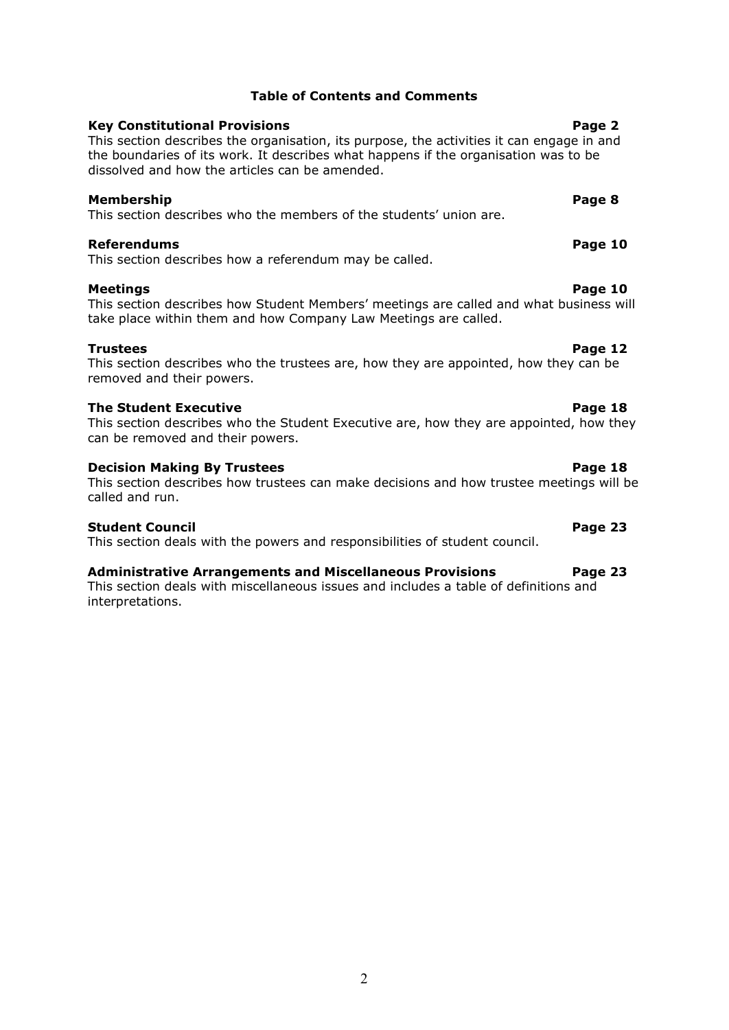## Table of Contents and Comments

**Key Constitutional Provisions** **Page 2**
This section describes the organisation, its purpose, the activities it can engage in and the boundaries of its work. It describes what happens if the organisation was to be dissolved and how the articles can be amended.

**Membership** **Page 8**
This section describes who the members of the students' union are.

**Referendums** **Page 10**
This section describes how a referendum may be called.

**Meetings** **Page 10**
This section describes how Student Members' meetings are called and what business will take place within them and how Company Law Meetings are called.

**Trustees** **Page 12**
This section describes who the trustees are, how they are appointed, how they can be removed and their powers.

**The Student Executive** **Page 18**
This section describes who the Student Executive are, how they are appointed, how they can be removed and their powers.

**Decision Making By Trustees** **Page 18**
This section describes how trustees can make decisions and how trustee meetings will be called and run.

**Student Council** **Page 23**
This section deals with the powers and responsibilities of student council.

**Administrative Arrangements and Miscellaneous Provisions** **Page 23**
This section deals with miscellaneous issues and includes a table of definitions and interpretations.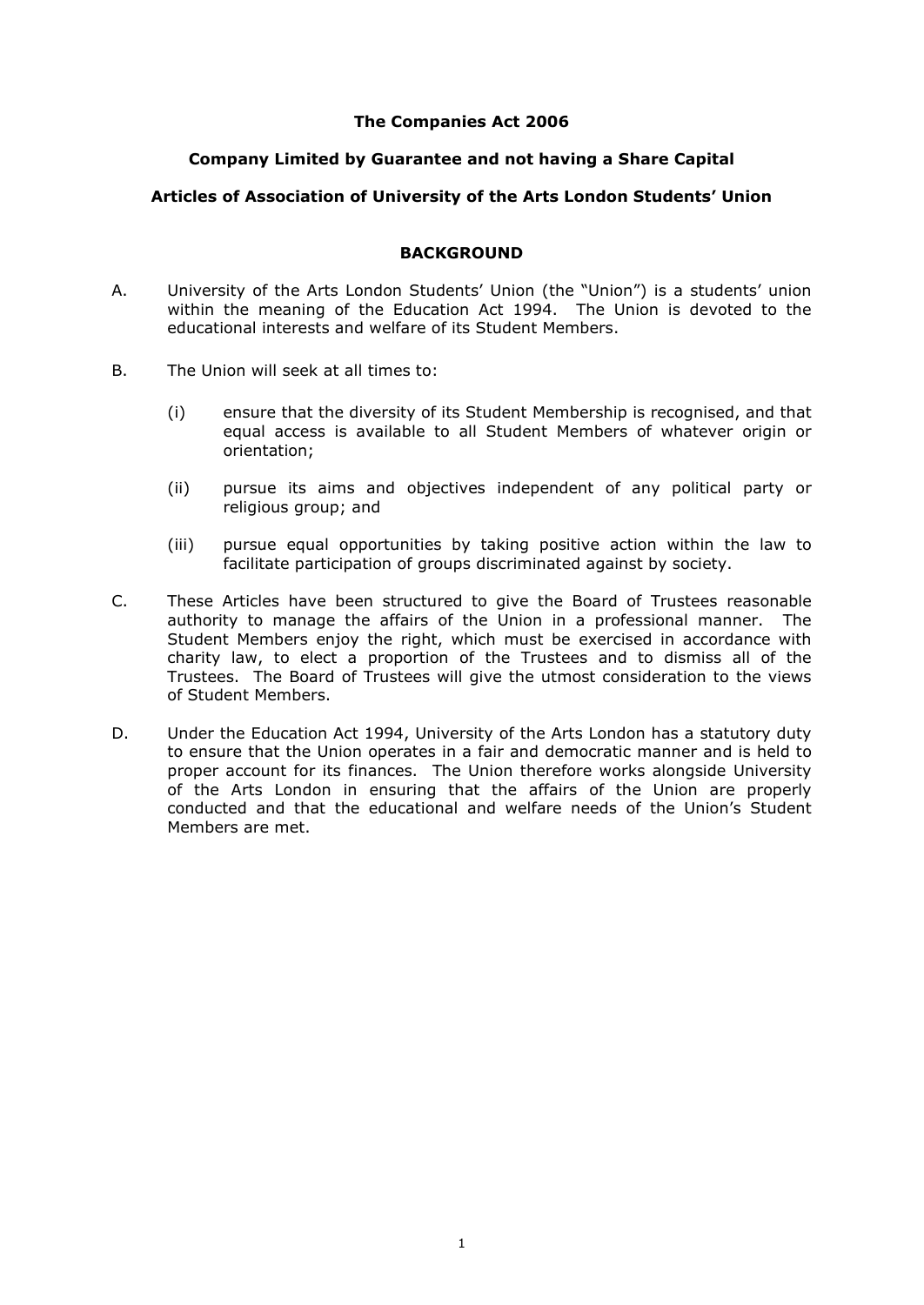**The Companies Act 2006**

**Company Limited by Guarantee and not having a Share Capital**

**Articles of Association of University of the Arts London Students' Union**

## BACKGROUND

A. University of the Arts London Students' Union (the "Union") is a students' union within the meaning of the Education Act 1994. The Union is devoted to the educational interests and welfare of its Student Members.

B. The Union will seek at all times to:

   (i) ensure that the diversity of its Student Membership is recognised, and that equal access is available to all Student Members of whatever origin or orientation;

   (ii) pursue its aims and objectives independent of any political party or religious group; and

   (iii) pursue equal opportunities by taking positive action within the law to facilitate participation of groups discriminated against by society.

C. These Articles have been structured to give the Board of Trustees reasonable authority to manage the affairs of the Union in a professional manner. The Student Members enjoy the right, which must be exercised in accordance with charity law, to elect a proportion of the Trustees and to dismiss all of the Trustees. The Board of Trustees will give the utmost consideration to the views of Student Members.

D. Under the Education Act 1994, University of the Arts London has a statutory duty to ensure that the Union operates in a fair and democratic manner and is held to proper account for its finances. The Union therefore works alongside University of the Arts London in ensuring that the affairs of the Union are properly conducted and that the educational and welfare needs of the Union's Student Members are met.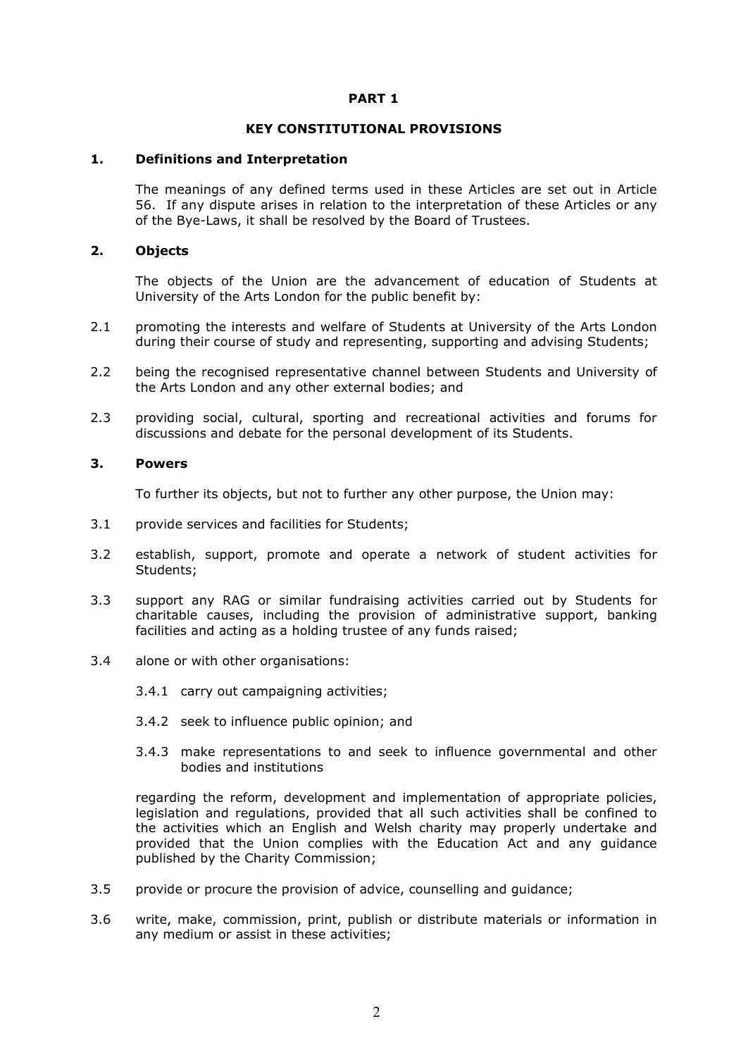# PART 1

## KEY CONSTITUTIONAL PROVISIONS

### 1. Definitions and Interpretation

The meanings of any defined terms used in these Articles are set out in Article 56. If any dispute arises in relation to the interpretation of these Articles or any of the Bye-Laws, it shall be resolved by the Board of Trustees.

### 2. Objects

The objects of the Union are the advancement of education of Students at University of the Arts London for the public benefit by:

2.1 promoting the interests and welfare of Students at University of the Arts London during their course of study and representing, supporting and advising Students;

2.2 being the recognised representative channel between Students and University of the Arts London and any other external bodies; and

2.3 providing social, cultural, sporting and recreational activities and forums for discussions and debate for the personal development of its Students.

### 3. Powers

To further its objects, but not to further any other purpose, the Union may:

3.1 provide services and facilities for Students;

3.2 establish, support, promote and operate a network of student activities for Students;

3.3 support any RAG or similar fundraising activities carried out by Students for charitable causes, including the provision of administrative support, banking facilities and acting as a holding trustee of any funds raised;

3.4 alone or with other organisations:

3.4.1 carry out campaigning activities;

3.4.2 seek to influence public opinion; and

3.4.3 make representations to and seek to influence governmental and other bodies and institutions

regarding the reform, development and implementation of appropriate policies, legislation and regulations, provided that all such activities shall be confined to the activities which an English and Welsh charity may properly undertake and provided that the Union complies with the Education Act and any guidance published by the Charity Commission;

3.5 provide or procure the provision of advice, counselling and guidance;

3.6 write, make, commission, print, publish or distribute materials or information in any medium or assist in these activities;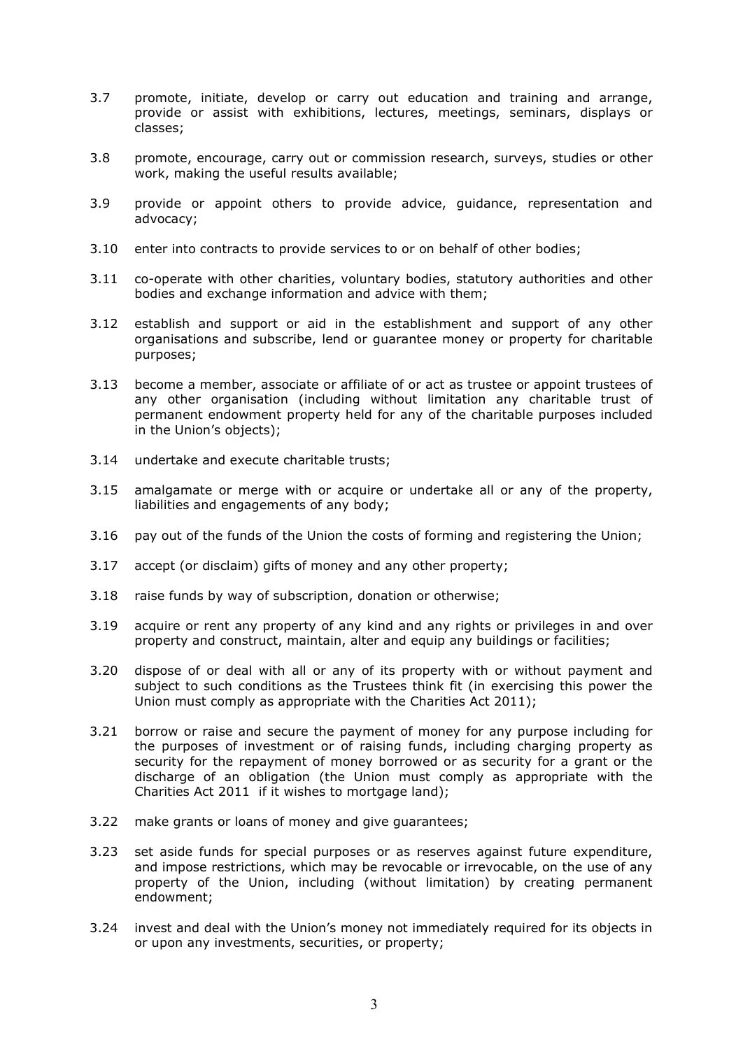3.7 promote, initiate, develop or carry out education and training and arrange, provide or assist with exhibitions, lectures, meetings, seminars, displays or classes;

3.8 promote, encourage, carry out or commission research, surveys, studies or other work, making the useful results available;

3.9 provide or appoint others to provide advice, guidance, representation and advocacy;

3.10 enter into contracts to provide services to or on behalf of other bodies;

3.11 co-operate with other charities, voluntary bodies, statutory authorities and other bodies and exchange information and advice with them;

3.12 establish and support or aid in the establishment and support of any other organisations and subscribe, lend or guarantee money or property for charitable purposes;

3.13 become a member, associate or affiliate of or act as trustee or appoint trustees of any other organisation (including without limitation any charitable trust of permanent endowment property held for any of the charitable purposes included in the Union's objects);

3.14 undertake and execute charitable trusts;

3.15 amalgamate or merge with or acquire or undertake all or any of the property, liabilities and engagements of any body;

3.16 pay out of the funds of the Union the costs of forming and registering the Union;

3.17 accept (or disclaim) gifts of money and any other property;

3.18 raise funds by way of subscription, donation or otherwise;

3.19 acquire or rent any property of any kind and any rights or privileges in and over property and construct, maintain, alter and equip any buildings or facilities;

3.20 dispose of or deal with all or any of its property with or without payment and subject to such conditions as the Trustees think fit (in exercising this power the Union must comply as appropriate with the Charities Act 2011);

3.21 borrow or raise and secure the payment of money for any purpose including for the purposes of investment or of raising funds, including charging property as security for the repayment of money borrowed or as security for a grant or the discharge of an obligation (the Union must comply as appropriate with the Charities Act 2011 if it wishes to mortgage land);

3.22 make grants or loans of money and give guarantees;

3.23 set aside funds for special purposes or as reserves against future expenditure, and impose restrictions, which may be revocable or irrevocable, on the use of any property of the Union, including (without limitation) by creating permanent endowment;

3.24 invest and deal with the Union's money not immediately required for its objects in or upon any investments, securities, or property;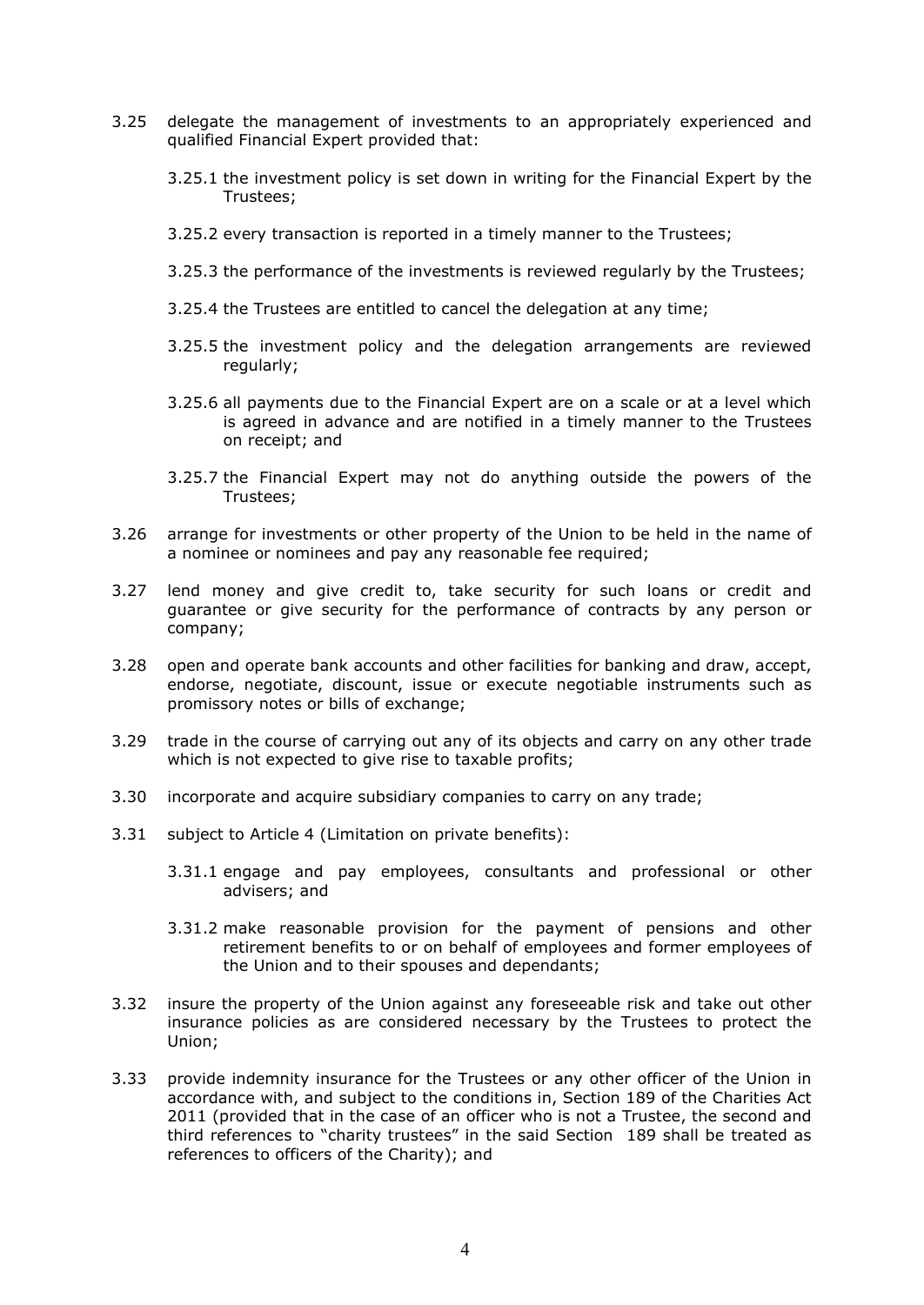3.25 delegate the management of investments to an appropriately experienced and qualified Financial Expert provided that:

  3.25.1 the investment policy is set down in writing for the Financial Expert by the Trustees;

  3.25.2 every transaction is reported in a timely manner to the Trustees;

  3.25.3 the performance of the investments is reviewed regularly by the Trustees;

  3.25.4 the Trustees are entitled to cancel the delegation at any time;

  3.25.5 the investment policy and the delegation arrangements are reviewed regularly;

  3.25.6 all payments due to the Financial Expert are on a scale or at a level which is agreed in advance and are notified in a timely manner to the Trustees on receipt; and

  3.25.7 the Financial Expert may not do anything outside the powers of the Trustees;

3.26 arrange for investments or other property of the Union to be held in the name of a nominee or nominees and pay any reasonable fee required;

3.27 lend money and give credit to, take security for such loans or credit and guarantee or give security for the performance of contracts by any person or company;

3.28 open and operate bank accounts and other facilities for banking and draw, accept, endorse, negotiate, discount, issue or execute negotiable instruments such as promissory notes or bills of exchange;

3.29 trade in the course of carrying out any of its objects and carry on any other trade which is not expected to give rise to taxable profits;

3.30 incorporate and acquire subsidiary companies to carry on any trade;

3.31 subject to Article 4 (Limitation on private benefits):

  3.31.1 engage and pay employees, consultants and professional or other advisers; and

  3.31.2 make reasonable provision for the payment of pensions and other retirement benefits to or on behalf of employees and former employees of the Union and to their spouses and dependants;

3.32 insure the property of the Union against any foreseeable risk and take out other insurance policies as are considered necessary by the Trustees to protect the Union;

3.33 provide indemnity insurance for the Trustees or any other officer of the Union in accordance with, and subject to the conditions in, Section 189 of the Charities Act 2011 (provided that in the case of an officer who is not a Trustee, the second and third references to "charity trustees" in the said Section 189 shall be treated as references to officers of the Charity); and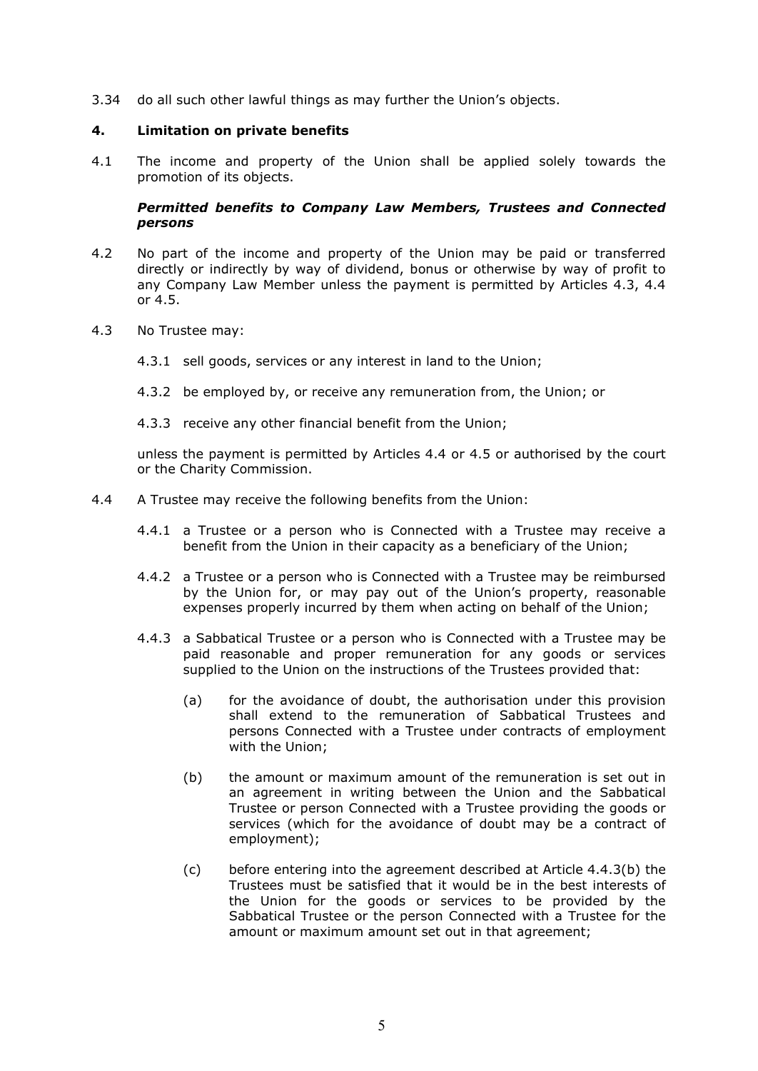3.34 do all such other lawful things as may further the Union's objects.

## 4. Limitation on private benefits

4.1 The income and property of the Union shall be applied solely towards the promotion of its objects.

***Permitted benefits to Company Law Members, Trustees and Connected persons***

4.2 No part of the income and property of the Union may be paid or transferred directly or indirectly by way of dividend, bonus or otherwise by way of profit to any Company Law Member unless the payment is permitted by Articles 4.3, 4.4 or 4.5.

4.3 No Trustee may:

4.3.1 sell goods, services or any interest in land to the Union;

4.3.2 be employed by, or receive any remuneration from, the Union; or

4.3.3 receive any other financial benefit from the Union;

unless the payment is permitted by Articles 4.4 or 4.5 or authorised by the court or the Charity Commission.

4.4 A Trustee may receive the following benefits from the Union:

4.4.1 a Trustee or a person who is Connected with a Trustee may receive a benefit from the Union in their capacity as a beneficiary of the Union;

4.4.2 a Trustee or a person who is Connected with a Trustee may be reimbursed by the Union for, or may pay out of the Union's property, reasonable expenses properly incurred by them when acting on behalf of the Union;

4.4.3 a Sabbatical Trustee or a person who is Connected with a Trustee may be paid reasonable and proper remuneration for any goods or services supplied to the Union on the instructions of the Trustees provided that:

(a) for the avoidance of doubt, the authorisation under this provision shall extend to the remuneration of Sabbatical Trustees and persons Connected with a Trustee under contracts of employment with the Union;

(b) the amount or maximum amount of the remuneration is set out in an agreement in writing between the Union and the Sabbatical Trustee or person Connected with a Trustee providing the goods or services (which for the avoidance of doubt may be a contract of employment);

(c) before entering into the agreement described at Article 4.4.3(b) the Trustees must be satisfied that it would be in the best interests of the Union for the goods or services to be provided by the Sabbatical Trustee or the person Connected with a Trustee for the amount or maximum amount set out in that agreement;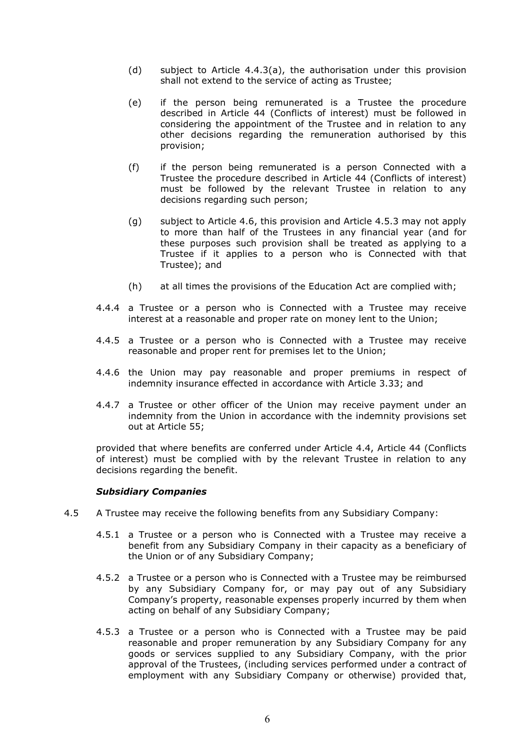(d) subject to Article 4.4.3(a), the authorisation under this provision shall not extend to the service of acting as Trustee;

(e) if the person being remunerated is a Trustee the procedure described in Article 44 (Conflicts of interest) must be followed in considering the appointment of the Trustee and in relation to any other decisions regarding the remuneration authorised by this provision;

(f) if the person being remunerated is a person Connected with a Trustee the procedure described in Article 44 (Conflicts of interest) must be followed by the relevant Trustee in relation to any decisions regarding such person;

(g) subject to Article 4.6, this provision and Article 4.5.3 may not apply to more than half of the Trustees in any financial year (and for these purposes such provision shall be treated as applying to a Trustee if it applies to a person who is Connected with that Trustee); and

(h) at all times the provisions of the Education Act are complied with;

4.4.4 a Trustee or a person who is Connected with a Trustee may receive interest at a reasonable and proper rate on money lent to the Union;

4.4.5 a Trustee or a person who is Connected with a Trustee may receive reasonable and proper rent for premises let to the Union;

4.4.6 the Union may pay reasonable and proper premiums in respect of indemnity insurance effected in accordance with Article 3.33; and

4.4.7 a Trustee or other officer of the Union may receive payment under an indemnity from the Union in accordance with the indemnity provisions set out at Article 55;

provided that where benefits are conferred under Article 4.4, Article 44 (Conflicts of interest) must be complied with by the relevant Trustee in relation to any decisions regarding the benefit.

***Subsidiary Companies***

4.5 A Trustee may receive the following benefits from any Subsidiary Company:

4.5.1 a Trustee or a person who is Connected with a Trustee may receive a benefit from any Subsidiary Company in their capacity as a beneficiary of the Union or of any Subsidiary Company;

4.5.2 a Trustee or a person who is Connected with a Trustee may be reimbursed by any Subsidiary Company for, or may pay out of any Subsidiary Company's property, reasonable expenses properly incurred by them when acting on behalf of any Subsidiary Company;

4.5.3 a Trustee or a person who is Connected with a Trustee may be paid reasonable and proper remuneration by any Subsidiary Company for any goods or services supplied to any Subsidiary Company, with the prior approval of the Trustees, (including services performed under a contract of employment with any Subsidiary Company or otherwise) provided that,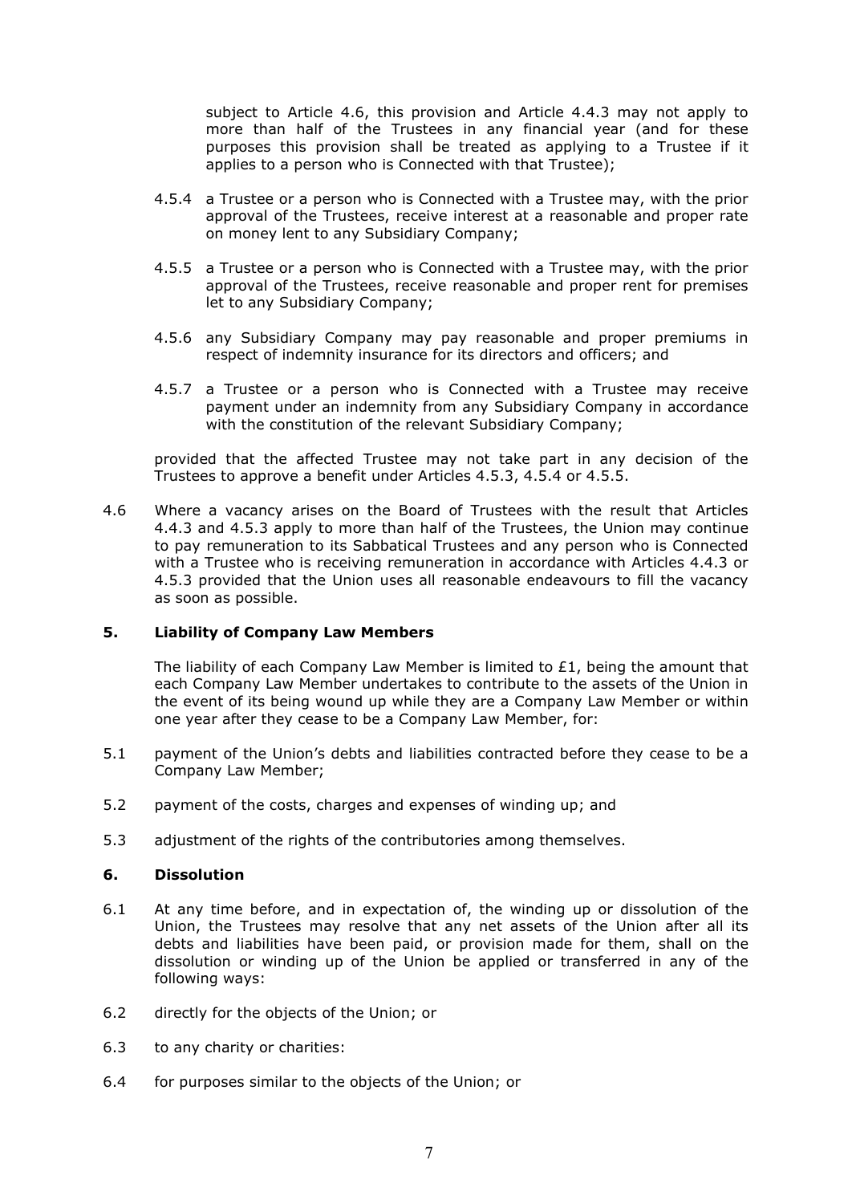subject to Article 4.6, this provision and Article 4.4.3 may not apply to more than half of the Trustees in any financial year (and for these purposes this provision shall be treated as applying to a Trustee if it applies to a person who is Connected with that Trustee);

4.5.4 a Trustee or a person who is Connected with a Trustee may, with the prior approval of the Trustees, receive interest at a reasonable and proper rate on money lent to any Subsidiary Company;

4.5.5 a Trustee or a person who is Connected with a Trustee may, with the prior approval of the Trustees, receive reasonable and proper rent for premises let to any Subsidiary Company;

4.5.6 any Subsidiary Company may pay reasonable and proper premiums in respect of indemnity insurance for its directors and officers; and

4.5.7 a Trustee or a person who is Connected with a Trustee may receive payment under an indemnity from any Subsidiary Company in accordance with the constitution of the relevant Subsidiary Company;

provided that the affected Trustee may not take part in any decision of the Trustees to approve a benefit under Articles 4.5.3, 4.5.4 or 4.5.5.

4.6 Where a vacancy arises on the Board of Trustees with the result that Articles 4.4.3 and 4.5.3 apply to more than half of the Trustees, the Union may continue to pay remuneration to its Sabbatical Trustees and any person who is Connected with a Trustee who is receiving remuneration in accordance with Articles 4.4.3 or 4.5.3 provided that the Union uses all reasonable endeavours to fill the vacancy as soon as possible.

## 5. Liability of Company Law Members

The liability of each Company Law Member is limited to £1, being the amount that each Company Law Member undertakes to contribute to the assets of the Union in the event of its being wound up while they are a Company Law Member or within one year after they cease to be a Company Law Member, for:

5.1 payment of the Union's debts and liabilities contracted before they cease to be a Company Law Member;

5.2 payment of the costs, charges and expenses of winding up; and

5.3 adjustment of the rights of the contributories among themselves.

## 6. Dissolution

6.1 At any time before, and in expectation of, the winding up or dissolution of the Union, the Trustees may resolve that any net assets of the Union after all its debts and liabilities have been paid, or provision made for them, shall on the dissolution or winding up of the Union be applied or transferred in any of the following ways:

6.2 directly for the objects of the Union; or

6.3 to any charity or charities:

6.4 for purposes similar to the objects of the Union; or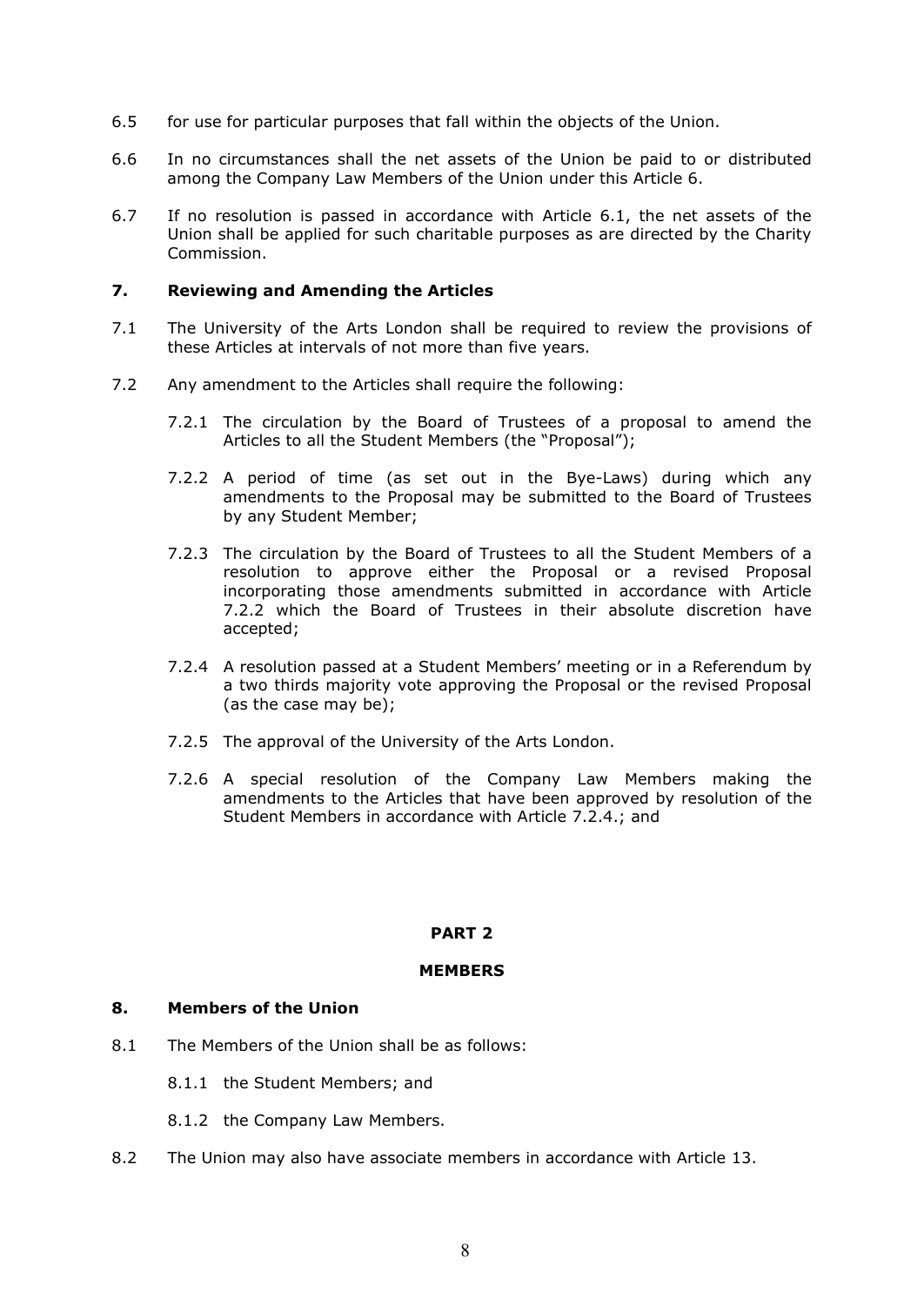6.5 for use for particular purposes that fall within the objects of the Union.

6.6 In no circumstances shall the net assets of the Union be paid to or distributed among the Company Law Members of the Union under this Article 6.

6.7 If no resolution is passed in accordance with Article 6.1, the net assets of the Union shall be applied for such charitable purposes as are directed by the Charity Commission.

### 7. Reviewing and Amending the Articles

7.1 The University of the Arts London shall be required to review the provisions of these Articles at intervals of not more than five years.

7.2 Any amendment to the Articles shall require the following:

7.2.1 The circulation by the Board of Trustees of a proposal to amend the Articles to all the Student Members (the "Proposal");

7.2.2 A period of time (as set out in the Bye-Laws) during which any amendments to the Proposal may be submitted to the Board of Trustees by any Student Member;

7.2.3 The circulation by the Board of Trustees to all the Student Members of a resolution to approve either the Proposal or a revised Proposal incorporating those amendments submitted in accordance with Article 7.2.2 which the Board of Trustees in their absolute discretion have accepted;

7.2.4 A resolution passed at a Student Members' meeting or in a Referendum by a two thirds majority vote approving the Proposal or the revised Proposal (as the case may be);

7.2.5 The approval of the University of the Arts London.

7.2.6 A special resolution of the Company Law Members making the amendments to the Articles that have been approved by resolution of the Student Members in accordance with Article 7.2.4.; and

## PART 2

## MEMBERS

### 8. Members of the Union

8.1 The Members of the Union shall be as follows:

8.1.1 the Student Members; and

8.1.2 the Company Law Members.

8.2 The Union may also have associate members in accordance with Article 13.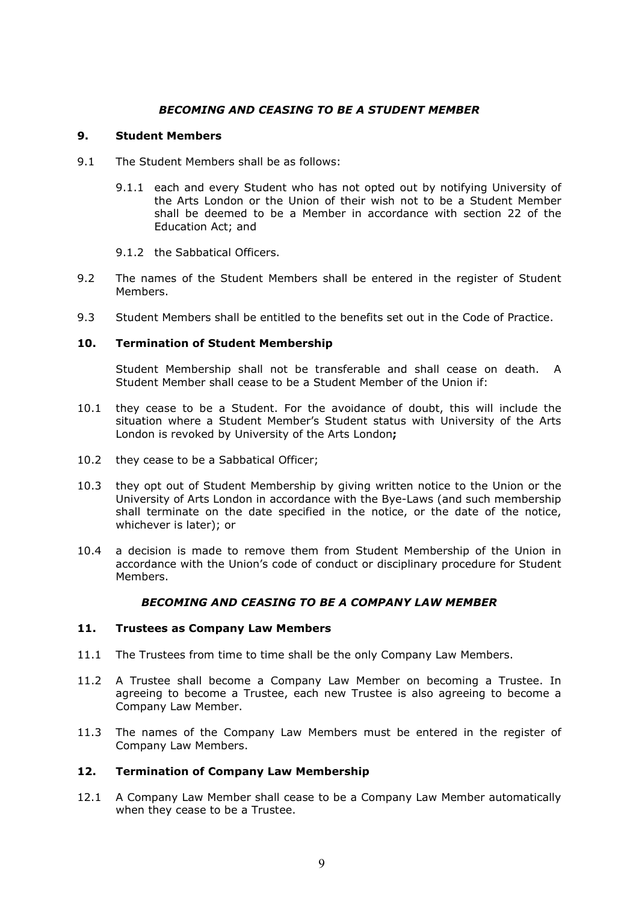### *BECOMING AND CEASING TO BE A STUDENT MEMBER*

**9. Student Members**

9.1 The Student Members shall be as follows:

9.1.1 each and every Student who has not opted out by notifying University of the Arts London or the Union of their wish not to be a Student Member shall be deemed to be a Member in accordance with section 22 of the Education Act; and

9.1.2 the Sabbatical Officers.

9.2 The names of the Student Members shall be entered in the register of Student Members.

9.3 Student Members shall be entitled to the benefits set out in the Code of Practice.

**10. Termination of Student Membership**

Student Membership shall not be transferable and shall cease on death. A Student Member shall cease to be a Student Member of the Union if:

10.1 they cease to be a Student. For the avoidance of doubt, this will include the situation where a Student Member's Student status with University of the Arts London is revoked by University of the Arts London**;**

10.2 they cease to be a Sabbatical Officer;

10.3 they opt out of Student Membership by giving written notice to the Union or the University of Arts London in accordance with the Bye-Laws (and such membership shall terminate on the date specified in the notice, or the date of the notice, whichever is later); or

10.4 a decision is made to remove them from Student Membership of the Union in accordance with the Union's code of conduct or disciplinary procedure for Student Members.

### *BECOMING AND CEASING TO BE A COMPANY LAW MEMBER*

**11. Trustees as Company Law Members**

11.1 The Trustees from time to time shall be the only Company Law Members.

11.2 A Trustee shall become a Company Law Member on becoming a Trustee. In agreeing to become a Trustee, each new Trustee is also agreeing to become a Company Law Member.

11.3 The names of the Company Law Members must be entered in the register of Company Law Members.

**12. Termination of Company Law Membership**

12.1 A Company Law Member shall cease to be a Company Law Member automatically when they cease to be a Trustee.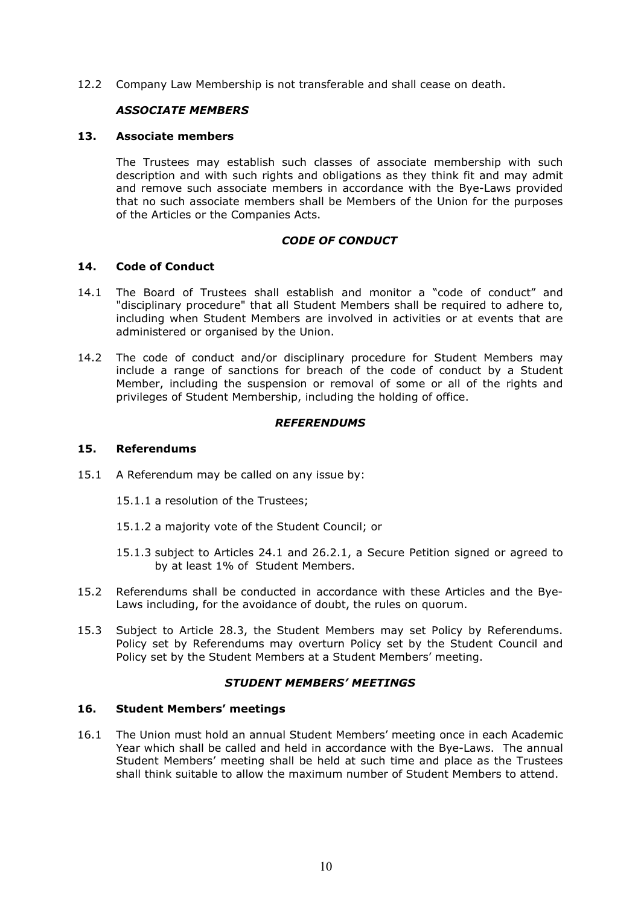12.2 Company Law Membership is not transferable and shall cease on death.

### *ASSOCIATE MEMBERS*

#### 13. Associate members

The Trustees may establish such classes of associate membership with such description and with such rights and obligations as they think fit and may admit and remove such associate members in accordance with the Bye-Laws provided that no such associate members shall be Members of the Union for the purposes of the Articles or the Companies Acts.

### *CODE OF CONDUCT*

#### 14. Code of Conduct

14.1 The Board of Trustees shall establish and monitor a "code of conduct" and "disciplinary procedure" that all Student Members shall be required to adhere to, including when Student Members are involved in activities or at events that are administered or organised by the Union.

14.2 The code of conduct and/or disciplinary procedure for Student Members may include a range of sanctions for breach of the code of conduct by a Student Member, including the suspension or removal of some or all of the rights and privileges of Student Membership, including the holding of office.

### *REFERENDUMS*

#### 15. Referendums

15.1 A Referendum may be called on any issue by:

15.1.1 a resolution of the Trustees;

15.1.2 a majority vote of the Student Council; or

15.1.3 subject to Articles 24.1 and 26.2.1, a Secure Petition signed or agreed to by at least 1% of Student Members.

15.2 Referendums shall be conducted in accordance with these Articles and the Bye-Laws including, for the avoidance of doubt, the rules on quorum.

15.3 Subject to Article 28.3, the Student Members may set Policy by Referendums. Policy set by Referendums may overturn Policy set by the Student Council and Policy set by the Student Members at a Student Members' meeting.

### *STUDENT MEMBERS' MEETINGS*

#### 16. Student Members' meetings

16.1 The Union must hold an annual Student Members' meeting once in each Academic Year which shall be called and held in accordance with the Bye-Laws. The annual Student Members' meeting shall be held at such time and place as the Trustees shall think suitable to allow the maximum number of Student Members to attend.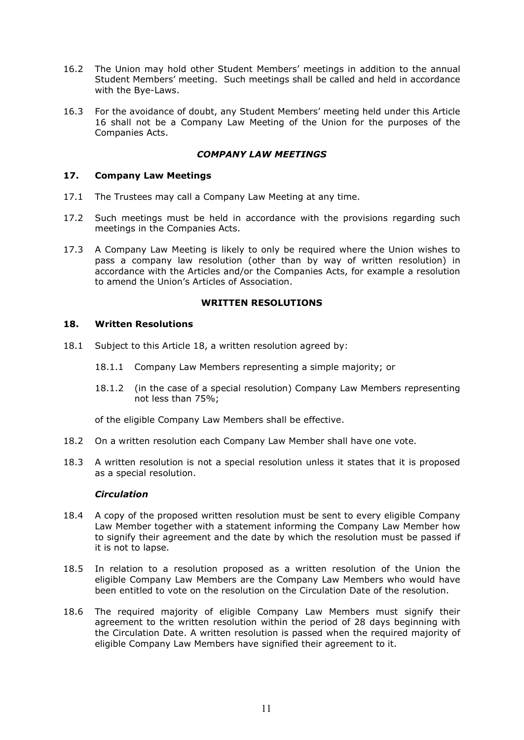16.2 The Union may hold other Student Members' meetings in addition to the annual Student Members' meeting. Such meetings shall be called and held in accordance with the Bye-Laws.

16.3 For the avoidance of doubt, any Student Members' meeting held under this Article 16 shall not be a Company Law Meeting of the Union for the purposes of the Companies Acts.

### *COMPANY LAW MEETINGS*

### 17. Company Law Meetings

17.1 The Trustees may call a Company Law Meeting at any time.

17.2 Such meetings must be held in accordance with the provisions regarding such meetings in the Companies Acts.

17.3 A Company Law Meeting is likely to only be required where the Union wishes to pass a company law resolution (other than by way of written resolution) in accordance with the Articles and/or the Companies Acts, for example a resolution to amend the Union's Articles of Association.

### WRITTEN RESOLUTIONS

### 18. Written Resolutions

18.1 Subject to this Article 18, a written resolution agreed by:

- 18.1.1 Company Law Members representing a simple majority; or
- 18.1.2 (in the case of a special resolution) Company Law Members representing not less than 75%;

of the eligible Company Law Members shall be effective.

18.2 On a written resolution each Company Law Member shall have one vote.

18.3 A written resolution is not a special resolution unless it states that it is proposed as a special resolution.

#### *Circulation*

18.4 A copy of the proposed written resolution must be sent to every eligible Company Law Member together with a statement informing the Company Law Member how to signify their agreement and the date by which the resolution must be passed if it is not to lapse.

18.5 In relation to a resolution proposed as a written resolution of the Union the eligible Company Law Members are the Company Law Members who would have been entitled to vote on the resolution on the Circulation Date of the resolution.

18.6 The required majority of eligible Company Law Members must signify their agreement to the written resolution within the period of 28 days beginning with the Circulation Date. A written resolution is passed when the required majority of eligible Company Law Members have signified their agreement to it.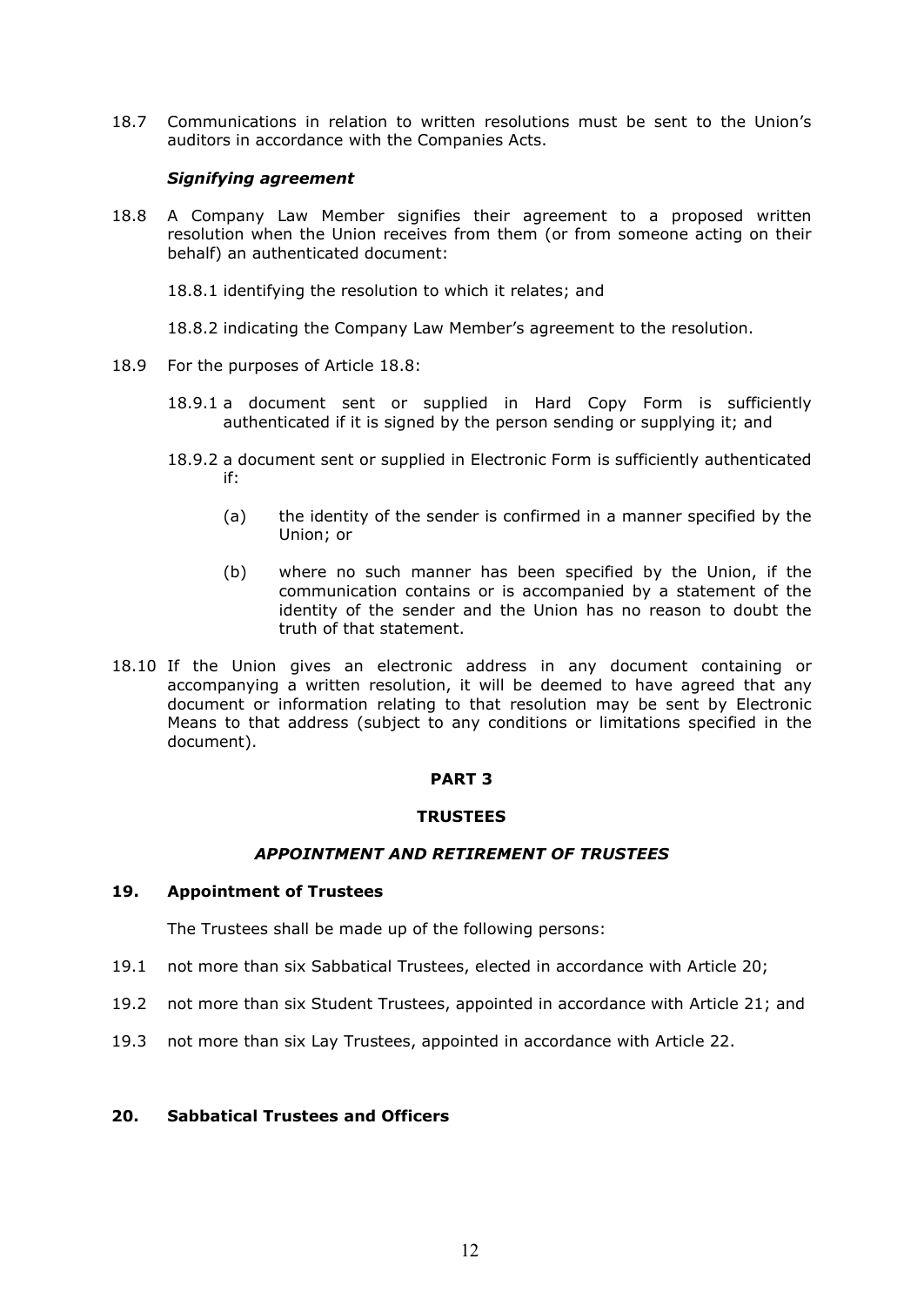18.7 Communications in relation to written resolutions must be sent to the Union's auditors in accordance with the Companies Acts.

***Signifying agreement***

18.8 A Company Law Member signifies their agreement to a proposed written resolution when the Union receives from them (or from someone acting on their behalf) an authenticated document:

18.8.1 identifying the resolution to which it relates; and

18.8.2 indicating the Company Law Member's agreement to the resolution.

18.9 For the purposes of Article 18.8:

18.9.1 a document sent or supplied in Hard Copy Form is sufficiently authenticated if it is signed by the person sending or supplying it; and

18.9.2 a document sent or supplied in Electronic Form is sufficiently authenticated if:

(a) the identity of the sender is confirmed in a manner specified by the Union; or

(b) where no such manner has been specified by the Union, if the communication contains or is accompanied by a statement of the identity of the sender and the Union has no reason to doubt the truth of that statement.

18.10 If the Union gives an electronic address in any document containing or accompanying a written resolution, it will be deemed to have agreed that any document or information relating to that resolution may be sent by Electronic Means to that address (subject to any conditions or limitations specified in the document).

## PART 3

## TRUSTEES

### *APPOINTMENT AND RETIREMENT OF TRUSTEES*

### 19. Appointment of Trustees

The Trustees shall be made up of the following persons:

19.1 not more than six Sabbatical Trustees, elected in accordance with Article 20;

19.2 not more than six Student Trustees, appointed in accordance with Article 21; and

19.3 not more than six Lay Trustees, appointed in accordance with Article 22.

### 20. Sabbatical Trustees and Officers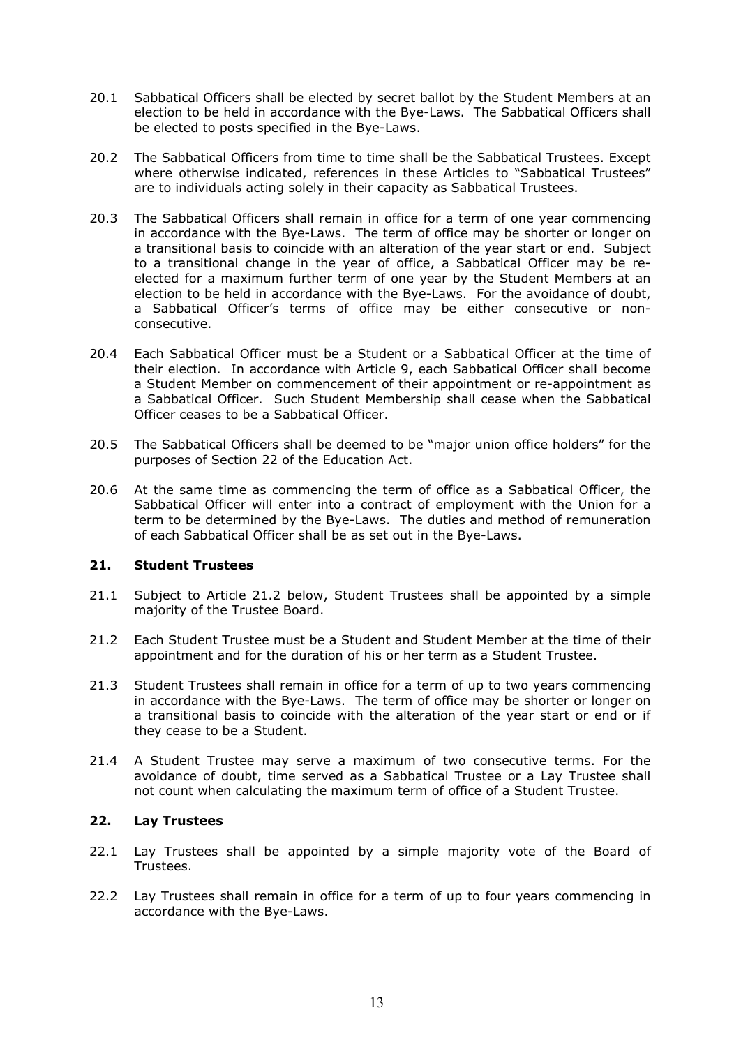20.1 Sabbatical Officers shall be elected by secret ballot by the Student Members at an election to be held in accordance with the Bye-Laws. The Sabbatical Officers shall be elected to posts specified in the Bye-Laws.

20.2 The Sabbatical Officers from time to time shall be the Sabbatical Trustees. Except where otherwise indicated, references in these Articles to "Sabbatical Trustees" are to individuals acting solely in their capacity as Sabbatical Trustees.

20.3 The Sabbatical Officers shall remain in office for a term of one year commencing in accordance with the Bye-Laws. The term of office may be shorter or longer on a transitional basis to coincide with an alteration of the year start or end. Subject to a transitional change in the year of office, a Sabbatical Officer may be re-elected for a maximum further term of one year by the Student Members at an election to be held in accordance with the Bye-Laws. For the avoidance of doubt, a Sabbatical Officer's terms of office may be either consecutive or non-consecutive.

20.4 Each Sabbatical Officer must be a Student or a Sabbatical Officer at the time of their election. In accordance with Article 9, each Sabbatical Officer shall become a Student Member on commencement of their appointment or re-appointment as a Sabbatical Officer. Such Student Membership shall cease when the Sabbatical Officer ceases to be a Sabbatical Officer.

20.5 The Sabbatical Officers shall be deemed to be "major union office holders" for the purposes of Section 22 of the Education Act.

20.6 At the same time as commencing the term of office as a Sabbatical Officer, the Sabbatical Officer will enter into a contract of employment with the Union for a term to be determined by the Bye-Laws. The duties and method of remuneration of each Sabbatical Officer shall be as set out in the Bye-Laws.

## 21. Student Trustees

21.1 Subject to Article 21.2 below, Student Trustees shall be appointed by a simple majority of the Trustee Board.

21.2 Each Student Trustee must be a Student and Student Member at the time of their appointment and for the duration of his or her term as a Student Trustee.

21.3 Student Trustees shall remain in office for a term of up to two years commencing in accordance with the Bye-Laws. The term of office may be shorter or longer on a transitional basis to coincide with the alteration of the year start or end or if they cease to be a Student.

21.4 A Student Trustee may serve a maximum of two consecutive terms. For the avoidance of doubt, time served as a Sabbatical Trustee or a Lay Trustee shall not count when calculating the maximum term of office of a Student Trustee.

## 22. Lay Trustees

22.1 Lay Trustees shall be appointed by a simple majority vote of the Board of Trustees.

22.2 Lay Trustees shall remain in office for a term of up to four years commencing in accordance with the Bye-Laws.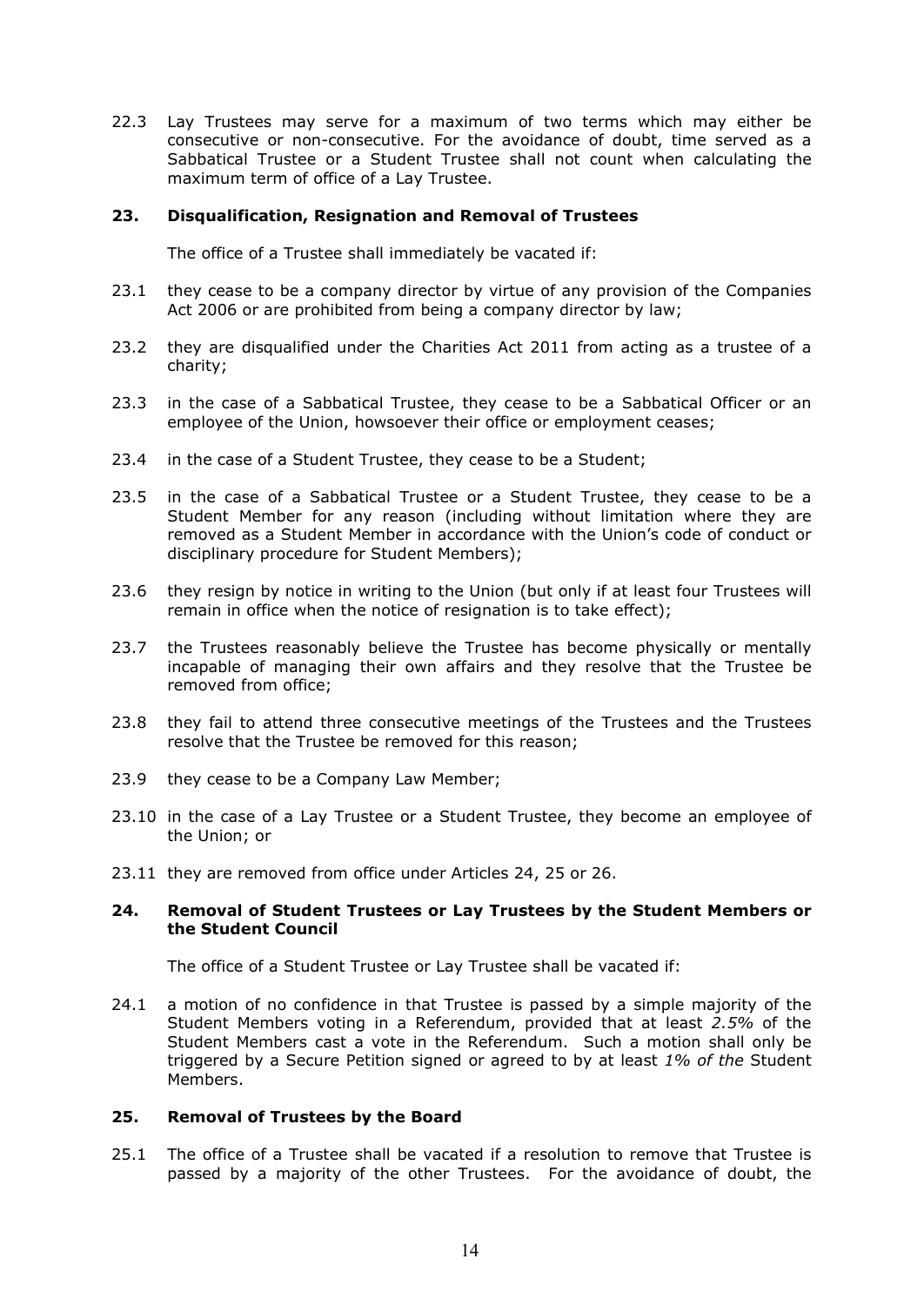22.3 Lay Trustees may serve for a maximum of two terms which may either be consecutive or non-consecutive. For the avoidance of doubt, time served as a Sabbatical Trustee or a Student Trustee shall not count when calculating the maximum term of office of a Lay Trustee.

## 23. Disqualification, Resignation and Removal of Trustees

The office of a Trustee shall immediately be vacated if:

23.1 they cease to be a company director by virtue of any provision of the Companies Act 2006 or are prohibited from being a company director by law;

23.2 they are disqualified under the Charities Act 2011 from acting as a trustee of a charity;

23.3 in the case of a Sabbatical Trustee, they cease to be a Sabbatical Officer or an employee of the Union, howsoever their office or employment ceases;

23.4 in the case of a Student Trustee, they cease to be a Student;

23.5 in the case of a Sabbatical Trustee or a Student Trustee, they cease to be a Student Member for any reason (including without limitation where they are removed as a Student Member in accordance with the Union's code of conduct or disciplinary procedure for Student Members);

23.6 they resign by notice in writing to the Union (but only if at least four Trustees will remain in office when the notice of resignation is to take effect);

23.7 the Trustees reasonably believe the Trustee has become physically or mentally incapable of managing their own affairs and they resolve that the Trustee be removed from office;

23.8 they fail to attend three consecutive meetings of the Trustees and the Trustees resolve that the Trustee be removed for this reason;

23.9 they cease to be a Company Law Member;

23.10 in the case of a Lay Trustee or a Student Trustee, they become an employee of the Union; or

23.11 they are removed from office under Articles 24, 25 or 26.

## 24. Removal of Student Trustees or Lay Trustees by the Student Members or the Student Council

The office of a Student Trustee or Lay Trustee shall be vacated if:

24.1 a motion of no confidence in that Trustee is passed by a simple majority of the Student Members voting in a Referendum, provided that at least *2.5%* of the Student Members cast a vote in the Referendum. Such a motion shall only be triggered by a Secure Petition signed or agreed to by at least *1% of the* Student Members.

## 25. Removal of Trustees by the Board

25.1 The office of a Trustee shall be vacated if a resolution to remove that Trustee is passed by a majority of the other Trustees. For the avoidance of doubt, the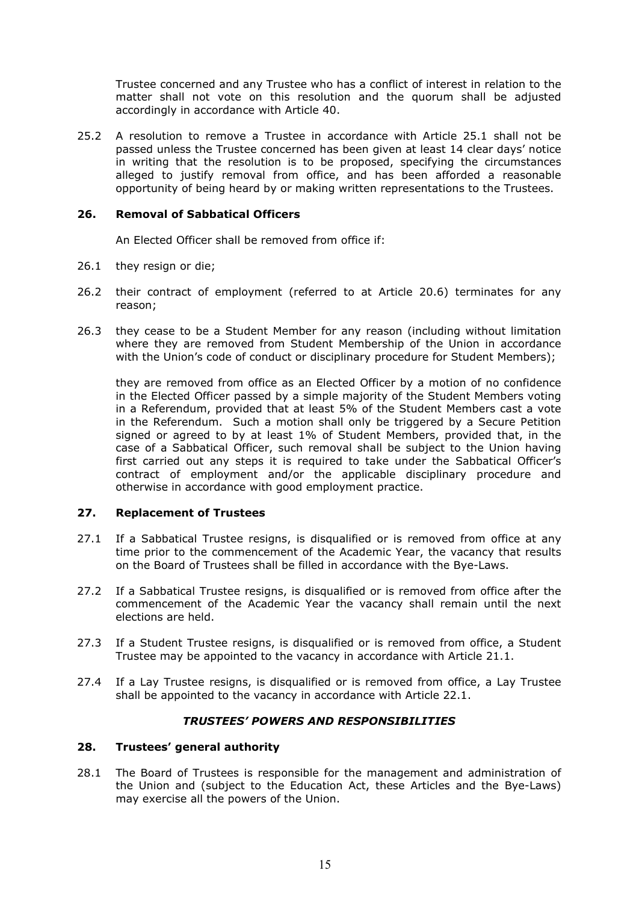Trustee concerned and any Trustee who has a conflict of interest in relation to the matter shall not vote on this resolution and the quorum shall be adjusted accordingly in accordance with Article 40.

25.2 A resolution to remove a Trustee in accordance with Article 25.1 shall not be passed unless the Trustee concerned has been given at least 14 clear days' notice in writing that the resolution is to be proposed, specifying the circumstances alleged to justify removal from office, and has been afforded a reasonable opportunity of being heard by or making written representations to the Trustees.

### 26. Removal of Sabbatical Officers

An Elected Officer shall be removed from office if:

26.1 they resign or die;

26.2 their contract of employment (referred to at Article 20.6) terminates for any reason;

26.3 they cease to be a Student Member for any reason (including without limitation where they are removed from Student Membership of the Union in accordance with the Union's code of conduct or disciplinary procedure for Student Members);

they are removed from office as an Elected Officer by a motion of no confidence in the Elected Officer passed by a simple majority of the Student Members voting in a Referendum, provided that at least 5% of the Student Members cast a vote in the Referendum. Such a motion shall only be triggered by a Secure Petition signed or agreed to by at least 1% of Student Members, provided that, in the case of a Sabbatical Officer, such removal shall be subject to the Union having first carried out any steps it is required to take under the Sabbatical Officer's contract of employment and/or the applicable disciplinary procedure and otherwise in accordance with good employment practice.

### 27. Replacement of Trustees

27.1 If a Sabbatical Trustee resigns, is disqualified or is removed from office at any time prior to the commencement of the Academic Year, the vacancy that results on the Board of Trustees shall be filled in accordance with the Bye-Laws.

27.2 If a Sabbatical Trustee resigns, is disqualified or is removed from office after the commencement of the Academic Year the vacancy shall remain until the next elections are held.

27.3 If a Student Trustee resigns, is disqualified or is removed from office, a Student Trustee may be appointed to the vacancy in accordance with Article 21.1.

27.4 If a Lay Trustee resigns, is disqualified or is removed from office, a Lay Trustee shall be appointed to the vacancy in accordance with Article 22.1.

## *TRUSTEES' POWERS AND RESPONSIBILITIES*

### 28. Trustees' general authority

28.1 The Board of Trustees is responsible for the management and administration of the Union and (subject to the Education Act, these Articles and the Bye-Laws) may exercise all the powers of the Union.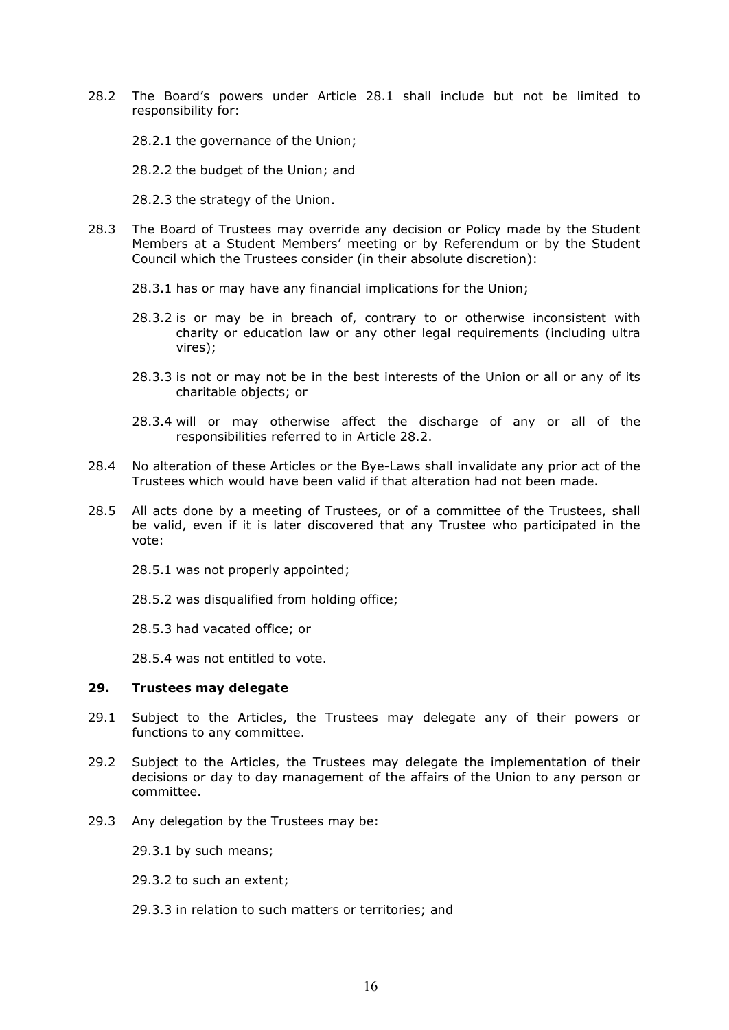28.2 The Board's powers under Article 28.1 shall include but not be limited to responsibility for:

28.2.1 the governance of the Union;

28.2.2 the budget of the Union; and

28.2.3 the strategy of the Union.

28.3 The Board of Trustees may override any decision or Policy made by the Student Members at a Student Members' meeting or by Referendum or by the Student Council which the Trustees consider (in their absolute discretion):

28.3.1 has or may have any financial implications for the Union;

28.3.2 is or may be in breach of, contrary to or otherwise inconsistent with charity or education law or any other legal requirements (including ultra vires);

28.3.3 is not or may not be in the best interests of the Union or all or any of its charitable objects; or

28.3.4 will or may otherwise affect the discharge of any or all of the responsibilities referred to in Article 28.2.

28.4 No alteration of these Articles or the Bye-Laws shall invalidate any prior act of the Trustees which would have been valid if that alteration had not been made.

28.5 All acts done by a meeting of Trustees, or of a committee of the Trustees, shall be valid, even if it is later discovered that any Trustee who participated in the vote:

28.5.1 was not properly appointed;

28.5.2 was disqualified from holding office;

28.5.3 had vacated office; or

28.5.4 was not entitled to vote.

**29. Trustees may delegate**

29.1 Subject to the Articles, the Trustees may delegate any of their powers or functions to any committee.

29.2 Subject to the Articles, the Trustees may delegate the implementation of their decisions or day to day management of the affairs of the Union to any person or committee.

29.3 Any delegation by the Trustees may be:

29.3.1 by such means;

29.3.2 to such an extent;

29.3.3 in relation to such matters or territories; and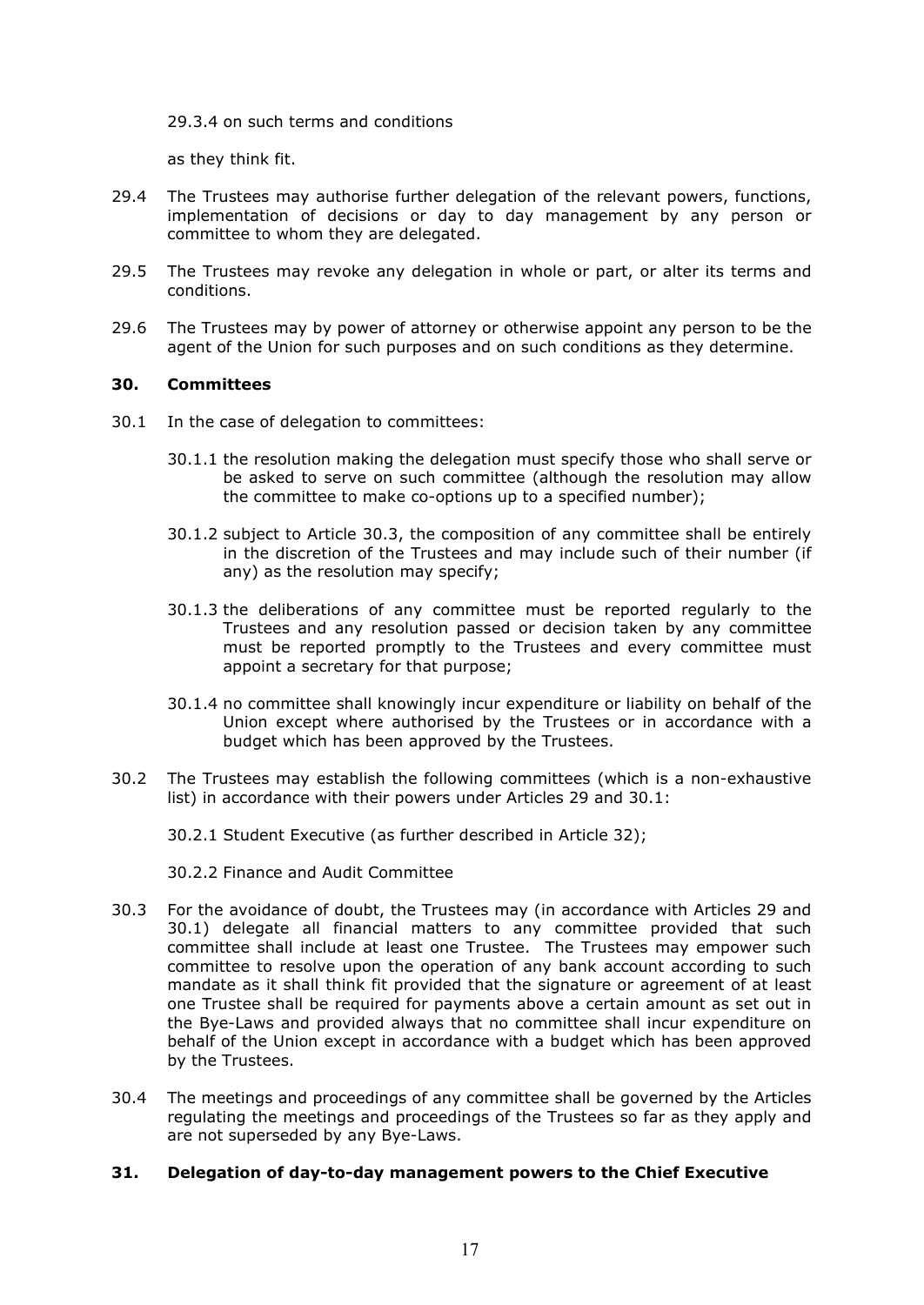29.3.4 on such terms and conditions

as they think fit.

29.4 The Trustees may authorise further delegation of the relevant powers, functions, implementation of decisions or day to day management by any person or committee to whom they are delegated.

29.5 The Trustees may revoke any delegation in whole or part, or alter its terms and conditions.

29.6 The Trustees may by power of attorney or otherwise appoint any person to be the agent of the Union for such purposes and on such conditions as they determine.

## 30. Committees

30.1 In the case of delegation to committees:

30.1.1 the resolution making the delegation must specify those who shall serve or be asked to serve on such committee (although the resolution may allow the committee to make co-options up to a specified number);

30.1.2 subject to Article 30.3, the composition of any committee shall be entirely in the discretion of the Trustees and may include such of their number (if any) as the resolution may specify;

30.1.3 the deliberations of any committee must be reported regularly to the Trustees and any resolution passed or decision taken by any committee must be reported promptly to the Trustees and every committee must appoint a secretary for that purpose;

30.1.4 no committee shall knowingly incur expenditure or liability on behalf of the Union except where authorised by the Trustees or in accordance with a budget which has been approved by the Trustees.

30.2 The Trustees may establish the following committees (which is a non-exhaustive list) in accordance with their powers under Articles 29 and 30.1:

30.2.1 Student Executive (as further described in Article 32);

30.2.2 Finance and Audit Committee

30.3 For the avoidance of doubt, the Trustees may (in accordance with Articles 29 and 30.1) delegate all financial matters to any committee provided that such committee shall include at least one Trustee. The Trustees may empower such committee to resolve upon the operation of any bank account according to such mandate as it shall think fit provided that the signature or agreement of at least one Trustee shall be required for payments above a certain amount as set out in the Bye-Laws and provided always that no committee shall incur expenditure on behalf of the Union except in accordance with a budget which has been approved by the Trustees.

30.4 The meetings and proceedings of any committee shall be governed by the Articles regulating the meetings and proceedings of the Trustees so far as they apply and are not superseded by any Bye-Laws.

## 31. Delegation of day-to-day management powers to the Chief Executive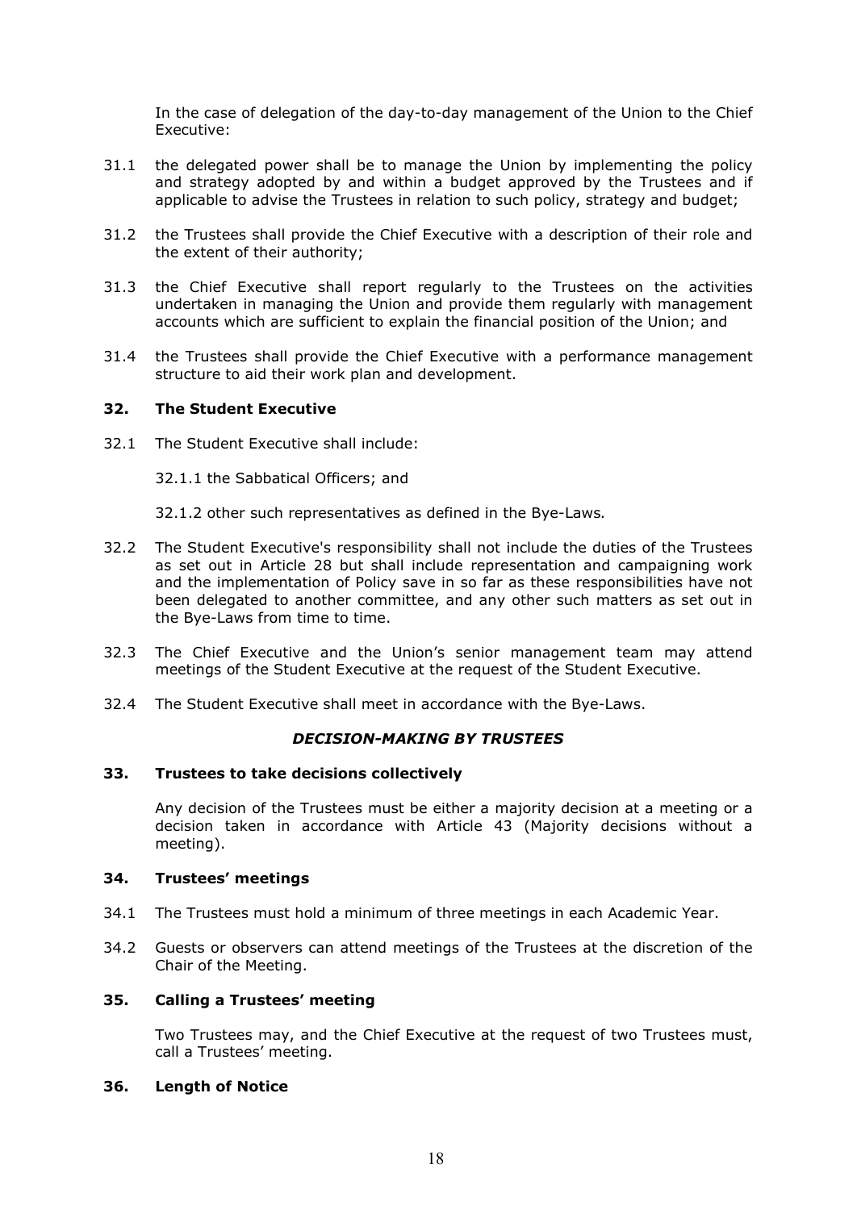In the case of delegation of the day-to-day management of the Union to the Chief Executive:

31.1 the delegated power shall be to manage the Union by implementing the policy and strategy adopted by and within a budget approved by the Trustees and if applicable to advise the Trustees in relation to such policy, strategy and budget;

31.2 the Trustees shall provide the Chief Executive with a description of their role and the extent of their authority;

31.3 the Chief Executive shall report regularly to the Trustees on the activities undertaken in managing the Union and provide them regularly with management accounts which are sufficient to explain the financial position of the Union; and

31.4 the Trustees shall provide the Chief Executive with a performance management structure to aid their work plan and development.

### 32. The Student Executive

32.1 The Student Executive shall include:

32.1.1 the Sabbatical Officers; and

32.1.2 other such representatives as defined in the Bye-Laws*.*

32.2 The Student Executive's responsibility shall not include the duties of the Trustees as set out in Article 28 but shall include representation and campaigning work and the implementation of Policy save in so far as these responsibilities have not been delegated to another committee, and any other such matters as set out in the Bye-Laws from time to time.

32.3 The Chief Executive and the Union's senior management team may attend meetings of the Student Executive at the request of the Student Executive.

32.4 The Student Executive shall meet in accordance with the Bye-Laws.

## *DECISION-MAKING BY TRUSTEES*

### 33. Trustees to take decisions collectively

Any decision of the Trustees must be either a majority decision at a meeting or a decision taken in accordance with Article 43 (Majority decisions without a meeting).

### 34. Trustees' meetings

34.1 The Trustees must hold a minimum of three meetings in each Academic Year.

34.2 Guests or observers can attend meetings of the Trustees at the discretion of the Chair of the Meeting.

### 35. Calling a Trustees' meeting

Two Trustees may, and the Chief Executive at the request of two Trustees must, call a Trustees' meeting.

### 36. Length of Notice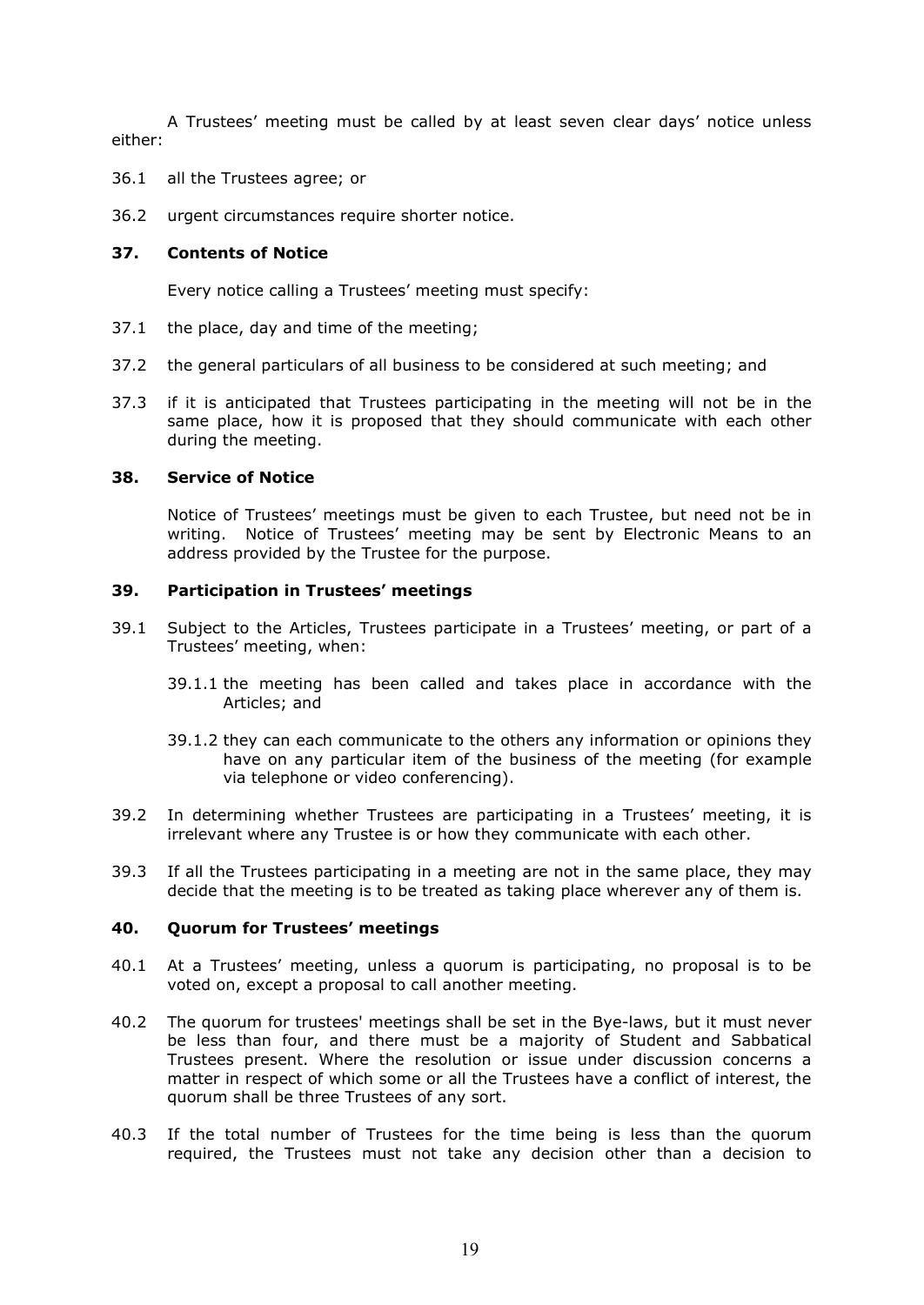A Trustees' meeting must be called by at least seven clear days' notice unless either:

36.1 all the Trustees agree; or

36.2 urgent circumstances require shorter notice.

### 37. Contents of Notice

Every notice calling a Trustees' meeting must specify:

37.1 the place, day and time of the meeting;

37.2 the general particulars of all business to be considered at such meeting; and

37.3 if it is anticipated that Trustees participating in the meeting will not be in the same place, how it is proposed that they should communicate with each other during the meeting.

### 38. Service of Notice

Notice of Trustees' meetings must be given to each Trustee, but need not be in writing. Notice of Trustees' meeting may be sent by Electronic Means to an address provided by the Trustee for the purpose.

### 39. Participation in Trustees' meetings

39.1 Subject to the Articles, Trustees participate in a Trustees' meeting, or part of a Trustees' meeting, when:

39.1.1 the meeting has been called and takes place in accordance with the Articles; and

39.1.2 they can each communicate to the others any information or opinions they have on any particular item of the business of the meeting (for example via telephone or video conferencing).

39.2 In determining whether Trustees are participating in a Trustees' meeting, it is irrelevant where any Trustee is or how they communicate with each other.

39.3 If all the Trustees participating in a meeting are not in the same place, they may decide that the meeting is to be treated as taking place wherever any of them is.

### 40. Quorum for Trustees' meetings

40.1 At a Trustees' meeting, unless a quorum is participating, no proposal is to be voted on, except a proposal to call another meeting.

40.2 The quorum for trustees' meetings shall be set in the Bye-laws, but it must never be less than four, and there must be a majority of Student and Sabbatical Trustees present. Where the resolution or issue under discussion concerns a matter in respect of which some or all the Trustees have a conflict of interest, the quorum shall be three Trustees of any sort.

40.3 If the total number of Trustees for the time being is less than the quorum required, the Trustees must not take any decision other than a decision to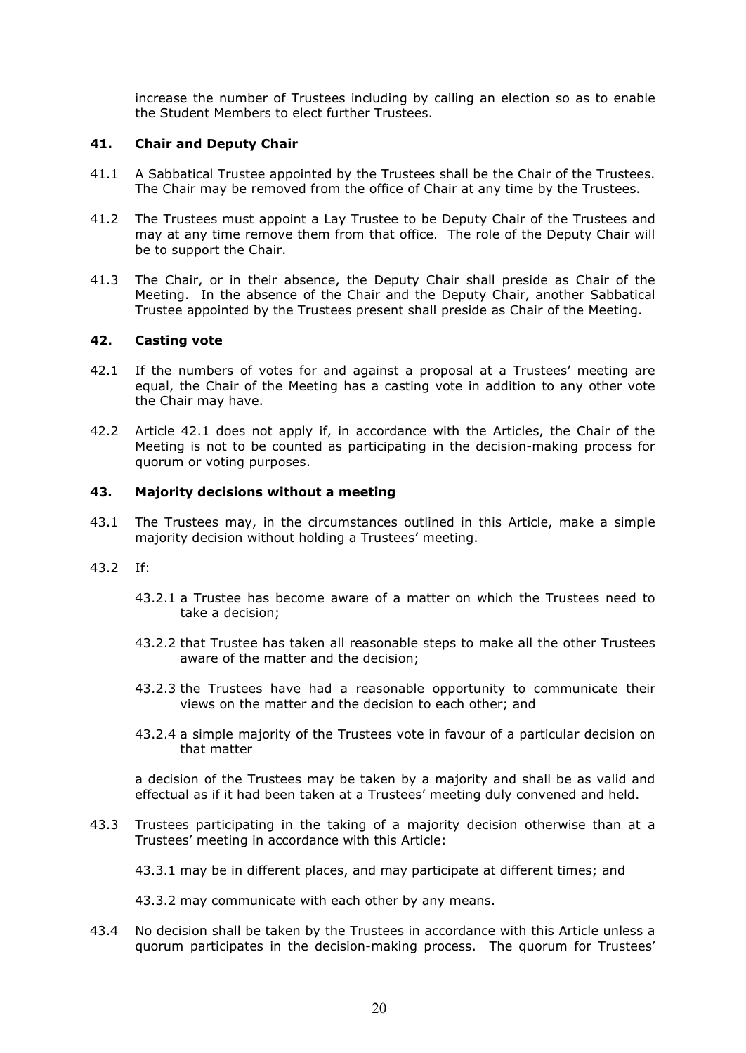increase the number of Trustees including by calling an election so as to enable the Student Members to elect further Trustees.

## 41. Chair and Deputy Chair

41.1 A Sabbatical Trustee appointed by the Trustees shall be the Chair of the Trustees. The Chair may be removed from the office of Chair at any time by the Trustees.

41.2 The Trustees must appoint a Lay Trustee to be Deputy Chair of the Trustees and may at any time remove them from that office. The role of the Deputy Chair will be to support the Chair.

41.3 The Chair, or in their absence, the Deputy Chair shall preside as Chair of the Meeting. In the absence of the Chair and the Deputy Chair, another Sabbatical Trustee appointed by the Trustees present shall preside as Chair of the Meeting.

## 42. Casting vote

42.1 If the numbers of votes for and against a proposal at a Trustees' meeting are equal, the Chair of the Meeting has a casting vote in addition to any other vote the Chair may have.

42.2 Article 42.1 does not apply if, in accordance with the Articles, the Chair of the Meeting is not to be counted as participating in the decision-making process for quorum or voting purposes.

## 43. Majority decisions without a meeting

43.1 The Trustees may, in the circumstances outlined in this Article, make a simple majority decision without holding a Trustees' meeting.

43.2 If:

43.2.1 a Trustee has become aware of a matter on which the Trustees need to take a decision;

43.2.2 that Trustee has taken all reasonable steps to make all the other Trustees aware of the matter and the decision;

43.2.3 the Trustees have had a reasonable opportunity to communicate their views on the matter and the decision to each other; and

43.2.4 a simple majority of the Trustees vote in favour of a particular decision on that matter

a decision of the Trustees may be taken by a majority and shall be as valid and effectual as if it had been taken at a Trustees' meeting duly convened and held.

43.3 Trustees participating in the taking of a majority decision otherwise than at a Trustees' meeting in accordance with this Article:

43.3.1 may be in different places, and may participate at different times; and

43.3.2 may communicate with each other by any means.

43.4 No decision shall be taken by the Trustees in accordance with this Article unless a quorum participates in the decision-making process. The quorum for Trustees'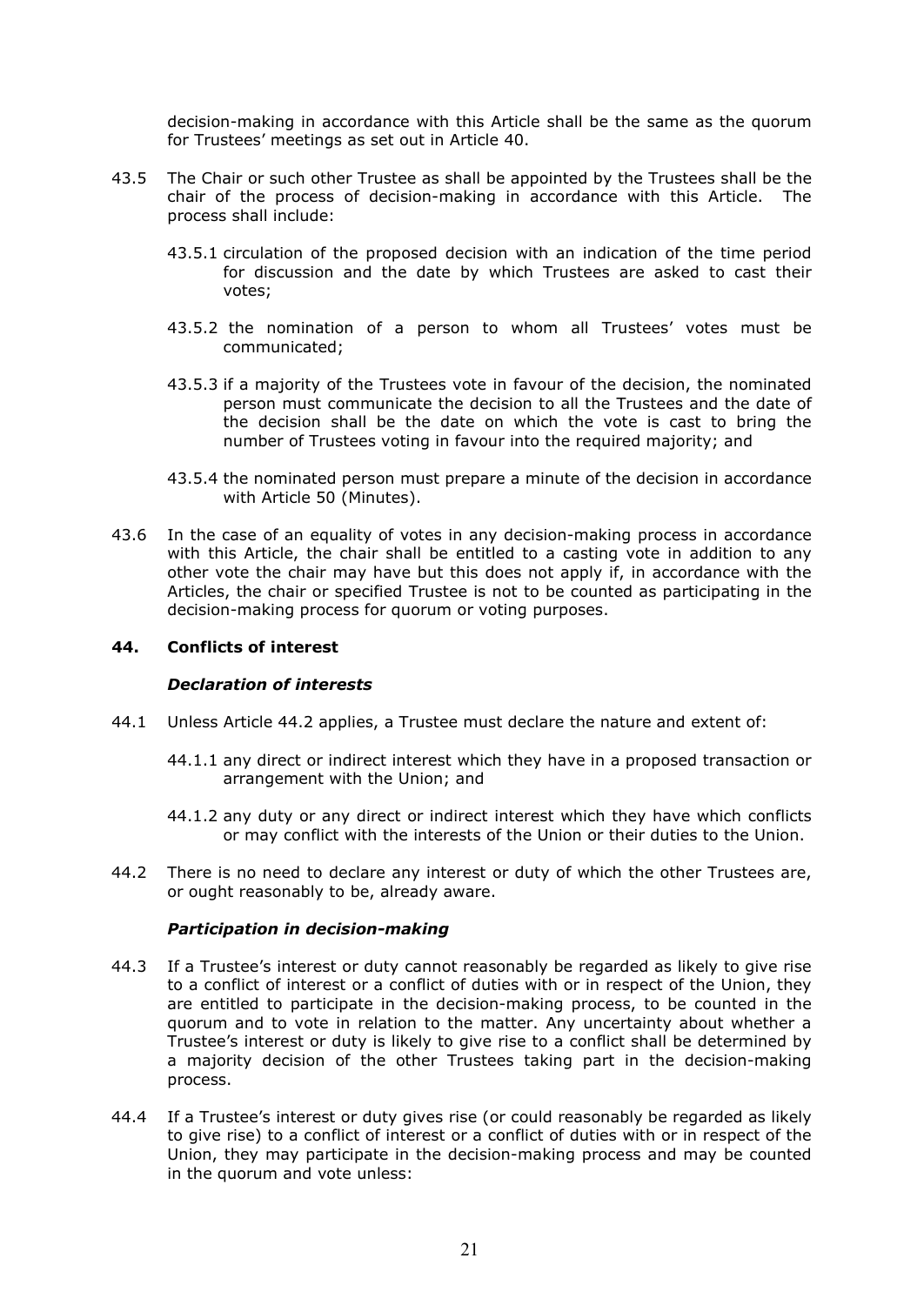decision-making in accordance with this Article shall be the same as the quorum for Trustees' meetings as set out in Article 40.

43.5 The Chair or such other Trustee as shall be appointed by the Trustees shall be the chair of the process of decision-making in accordance with this Article. The process shall include:

43.5.1 circulation of the proposed decision with an indication of the time period for discussion and the date by which Trustees are asked to cast their votes;

43.5.2 the nomination of a person to whom all Trustees' votes must be communicated;

43.5.3 if a majority of the Trustees vote in favour of the decision, the nominated person must communicate the decision to all the Trustees and the date of the decision shall be the date on which the vote is cast to bring the number of Trustees voting in favour into the required majority; and

43.5.4 the nominated person must prepare a minute of the decision in accordance with Article 50 (Minutes).

43.6 In the case of an equality of votes in any decision-making process in accordance with this Article, the chair shall be entitled to a casting vote in addition to any other vote the chair may have but this does not apply if, in accordance with the Articles, the chair or specified Trustee is not to be counted as participating in the decision-making process for quorum or voting purposes.

## 44. Conflicts of interest

### *Declaration of interests*

44.1 Unless Article 44.2 applies, a Trustee must declare the nature and extent of:

44.1.1 any direct or indirect interest which they have in a proposed transaction or arrangement with the Union; and

44.1.2 any duty or any direct or indirect interest which they have which conflicts or may conflict with the interests of the Union or their duties to the Union.

44.2 There is no need to declare any interest or duty of which the other Trustees are, or ought reasonably to be, already aware.

### *Participation in decision-making*

44.3 If a Trustee's interest or duty cannot reasonably be regarded as likely to give rise to a conflict of interest or a conflict of duties with or in respect of the Union, they are entitled to participate in the decision-making process, to be counted in the quorum and to vote in relation to the matter. Any uncertainty about whether a Trustee's interest or duty is likely to give rise to a conflict shall be determined by a majority decision of the other Trustees taking part in the decision-making process.

44.4 If a Trustee's interest or duty gives rise (or could reasonably be regarded as likely to give rise) to a conflict of interest or a conflict of duties with or in respect of the Union, they may participate in the decision-making process and may be counted in the quorum and vote unless: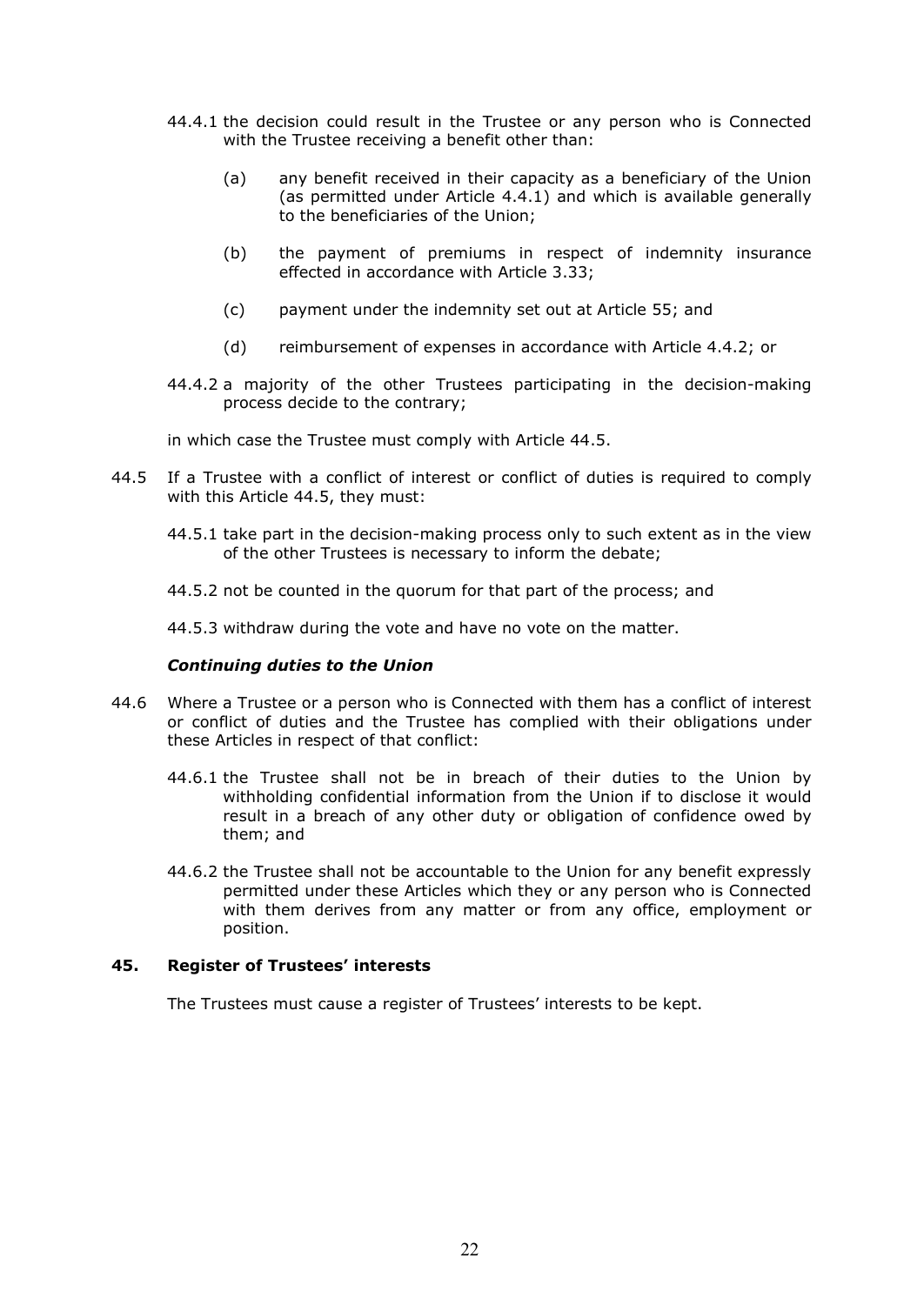44.4.1 the decision could result in the Trustee or any person who is Connected with the Trustee receiving a benefit other than:

(a) any benefit received in their capacity as a beneficiary of the Union (as permitted under Article 4.4.1) and which is available generally to the beneficiaries of the Union;

(b) the payment of premiums in respect of indemnity insurance effected in accordance with Article 3.33;

(c) payment under the indemnity set out at Article 55; and

(d) reimbursement of expenses in accordance with Article 4.4.2; or

44.4.2 a majority of the other Trustees participating in the decision-making process decide to the contrary;

in which case the Trustee must comply with Article 44.5.

44.5 If a Trustee with a conflict of interest or conflict of duties is required to comply with this Article 44.5, they must:

44.5.1 take part in the decision-making process only to such extent as in the view of the other Trustees is necessary to inform the debate;

44.5.2 not be counted in the quorum for that part of the process; and

44.5.3 withdraw during the vote and have no vote on the matter.

***Continuing duties to the Union***

44.6 Where a Trustee or a person who is Connected with them has a conflict of interest or conflict of duties and the Trustee has complied with their obligations under these Articles in respect of that conflict:

44.6.1 the Trustee shall not be in breach of their duties to the Union by withholding confidential information from the Union if to disclose it would result in a breach of any other duty or obligation of confidence owed by them; and

44.6.2 the Trustee shall not be accountable to the Union for any benefit expressly permitted under these Articles which they or any person who is Connected with them derives from any matter or from any office, employment or position.

## 45. Register of Trustees' interests

The Trustees must cause a register of Trustees' interests to be kept.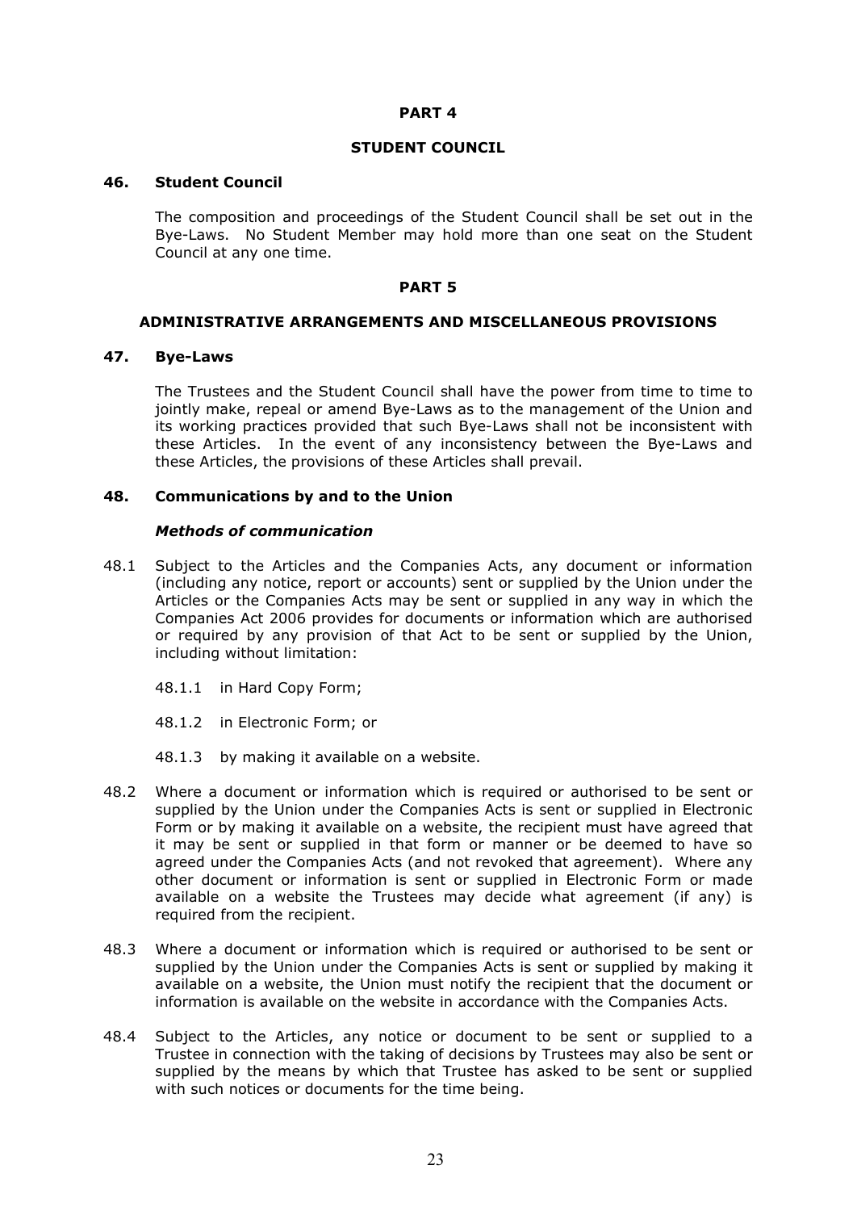# PART 4

## STUDENT COUNCIL

### 46. Student Council

The composition and proceedings of the Student Council shall be set out in the Bye-Laws. No Student Member may hold more than one seat on the Student Council at any one time.

# PART 5

## ADMINISTRATIVE ARRANGEMENTS AND MISCELLANEOUS PROVISIONS

### 47. Bye-Laws

The Trustees and the Student Council shall have the power from time to time to jointly make, repeal or amend Bye-Laws as to the management of the Union and its working practices provided that such Bye-Laws shall not be inconsistent with these Articles. In the event of any inconsistency between the Bye-Laws and these Articles, the provisions of these Articles shall prevail.

### 48. Communications by and to the Union

***Methods of communication***

48.1 Subject to the Articles and the Companies Acts, any document or information (including any notice, report or accounts) sent or supplied by the Union under the Articles or the Companies Acts may be sent or supplied in any way in which the Companies Act 2006 provides for documents or information which are authorised or required by any provision of that Act to be sent or supplied by the Union, including without limitation:

48.1.1 in Hard Copy Form;

48.1.2 in Electronic Form; or

48.1.3 by making it available on a website.

48.2 Where a document or information which is required or authorised to be sent or supplied by the Union under the Companies Acts is sent or supplied in Electronic Form or by making it available on a website, the recipient must have agreed that it may be sent or supplied in that form or manner or be deemed to have so agreed under the Companies Acts (and not revoked that agreement). Where any other document or information is sent or supplied in Electronic Form or made available on a website the Trustees may decide what agreement (if any) is required from the recipient.

48.3 Where a document or information which is required or authorised to be sent or supplied by the Union under the Companies Acts is sent or supplied by making it available on a website, the Union must notify the recipient that the document or information is available on the website in accordance with the Companies Acts.

48.4 Subject to the Articles, any notice or document to be sent or supplied to a Trustee in connection with the taking of decisions by Trustees may also be sent or supplied by the means by which that Trustee has asked to be sent or supplied with such notices or documents for the time being.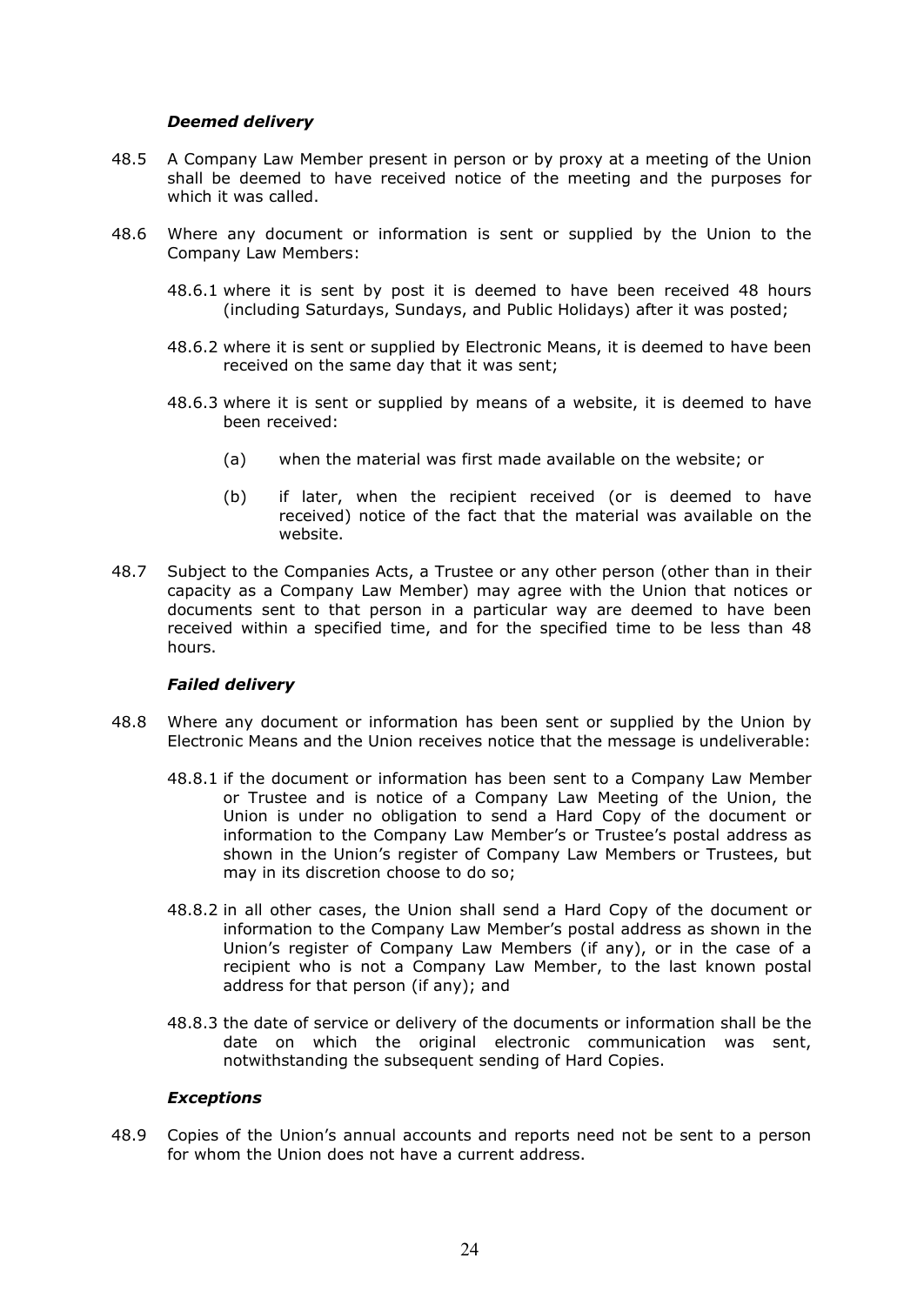***Deemed delivery***

48.5 A Company Law Member present in person or by proxy at a meeting of the Union shall be deemed to have received notice of the meeting and the purposes for which it was called.

48.6 Where any document or information is sent or supplied by the Union to the Company Law Members:

48.6.1 where it is sent by post it is deemed to have been received 48 hours (including Saturdays, Sundays, and Public Holidays) after it was posted;

48.6.2 where it is sent or supplied by Electronic Means, it is deemed to have been received on the same day that it was sent;

48.6.3 where it is sent or supplied by means of a website, it is deemed to have been received:

(a) when the material was first made available on the website; or

(b) if later, when the recipient received (or is deemed to have received) notice of the fact that the material was available on the website.

48.7 Subject to the Companies Acts, a Trustee or any other person (other than in their capacity as a Company Law Member) may agree with the Union that notices or documents sent to that person in a particular way are deemed to have been received within a specified time, and for the specified time to be less than 48 hours.

***Failed delivery***

48.8 Where any document or information has been sent or supplied by the Union by Electronic Means and the Union receives notice that the message is undeliverable:

48.8.1 if the document or information has been sent to a Company Law Member or Trustee and is notice of a Company Law Meeting of the Union, the Union is under no obligation to send a Hard Copy of the document or information to the Company Law Member's or Trustee's postal address as shown in the Union's register of Company Law Members or Trustees, but may in its discretion choose to do so;

48.8.2 in all other cases, the Union shall send a Hard Copy of the document or information to the Company Law Member's postal address as shown in the Union's register of Company Law Members (if any), or in the case of a recipient who is not a Company Law Member, to the last known postal address for that person (if any); and

48.8.3 the date of service or delivery of the documents or information shall be the date on which the original electronic communication was sent, notwithstanding the subsequent sending of Hard Copies.

***Exceptions***

48.9 Copies of the Union's annual accounts and reports need not be sent to a person for whom the Union does not have a current address.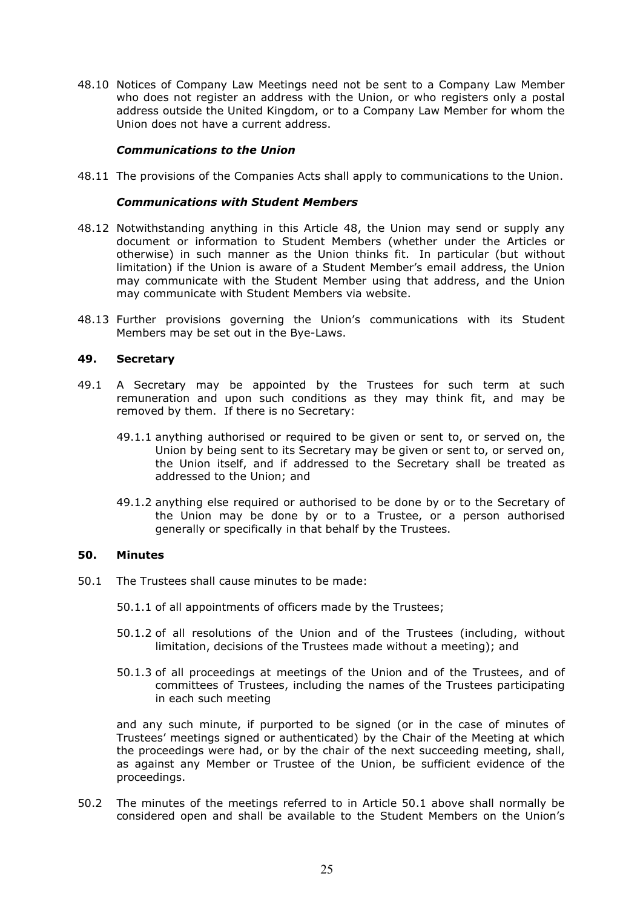48.10 Notices of Company Law Meetings need not be sent to a Company Law Member who does not register an address with the Union, or who registers only a postal address outside the United Kingdom, or to a Company Law Member for whom the Union does not have a current address.

***Communications to the Union***

48.11 The provisions of the Companies Acts shall apply to communications to the Union.

***Communications with Student Members***

48.12 Notwithstanding anything in this Article 48, the Union may send or supply any document or information to Student Members (whether under the Articles or otherwise) in such manner as the Union thinks fit. In particular (but without limitation) if the Union is aware of a Student Member's email address, the Union may communicate with the Student Member using that address, and the Union may communicate with Student Members via website.

48.13 Further provisions governing the Union's communications with its Student Members may be set out in the Bye-Laws.

**49. Secretary**

49.1 A Secretary may be appointed by the Trustees for such term at such remuneration and upon such conditions as they may think fit, and may be removed by them. If there is no Secretary:

49.1.1 anything authorised or required to be given or sent to, or served on, the Union by being sent to its Secretary may be given or sent to, or served on, the Union itself, and if addressed to the Secretary shall be treated as addressed to the Union; and

49.1.2 anything else required or authorised to be done by or to the Secretary of the Union may be done by or to a Trustee, or a person authorised generally or specifically in that behalf by the Trustees.

**50. Minutes**

50.1 The Trustees shall cause minutes to be made:

50.1.1 of all appointments of officers made by the Trustees;

50.1.2 of all resolutions of the Union and of the Trustees (including, without limitation, decisions of the Trustees made without a meeting); and

50.1.3 of all proceedings at meetings of the Union and of the Trustees, and of committees of Trustees, including the names of the Trustees participating in each such meeting

and any such minute, if purported to be signed (or in the case of minutes of Trustees' meetings signed or authenticated) by the Chair of the Meeting at which the proceedings were had, or by the chair of the next succeeding meeting, shall, as against any Member or Trustee of the Union, be sufficient evidence of the proceedings.

50.2 The minutes of the meetings referred to in Article 50.1 above shall normally be considered open and shall be available to the Student Members on the Union's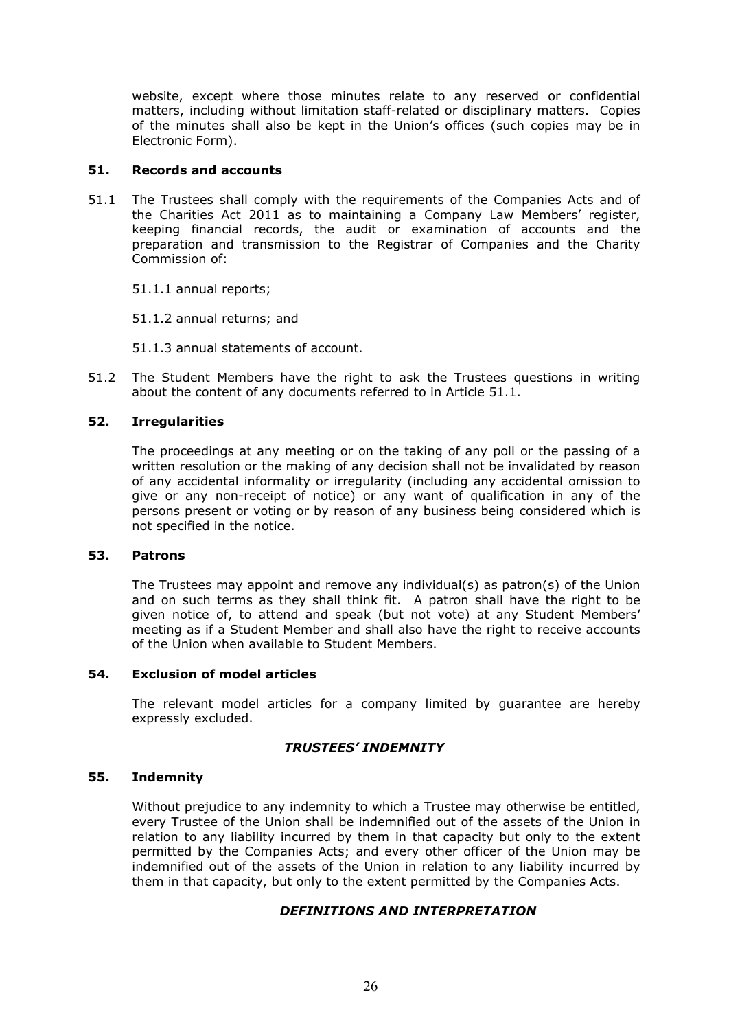website, except where those minutes relate to any reserved or confidential matters, including without limitation staff-related or disciplinary matters. Copies of the minutes shall also be kept in the Union's offices (such copies may be in Electronic Form).

## 51. Records and accounts

51.1 The Trustees shall comply with the requirements of the Companies Acts and of the Charities Act 2011 as to maintaining a Company Law Members' register, keeping financial records, the audit or examination of accounts and the preparation and transmission to the Registrar of Companies and the Charity Commission of:

51.1.1 annual reports;

51.1.2 annual returns; and

51.1.3 annual statements of account.

51.2 The Student Members have the right to ask the Trustees questions in writing about the content of any documents referred to in Article 51.1.

## 52. Irregularities

The proceedings at any meeting or on the taking of any poll or the passing of a written resolution or the making of any decision shall not be invalidated by reason of any accidental informality or irregularity (including any accidental omission to give or any non-receipt of notice) or any want of qualification in any of the persons present or voting or by reason of any business being considered which is not specified in the notice.

## 53. Patrons

The Trustees may appoint and remove any individual(s) as patron(s) of the Union and on such terms as they shall think fit. A patron shall have the right to be given notice of, to attend and speak (but not vote) at any Student Members' meeting as if a Student Member and shall also have the right to receive accounts of the Union when available to Student Members.

## 54. Exclusion of model articles

The relevant model articles for a company limited by guarantee are hereby expressly excluded.

### *TRUSTEES' INDEMNITY*

## 55. Indemnity

Without prejudice to any indemnity to which a Trustee may otherwise be entitled, every Trustee of the Union shall be indemnified out of the assets of the Union in relation to any liability incurred by them in that capacity but only to the extent permitted by the Companies Acts; and every other officer of the Union may be indemnified out of the assets of the Union in relation to any liability incurred by them in that capacity, but only to the extent permitted by the Companies Acts.

### *DEFINITIONS AND INTERPRETATION*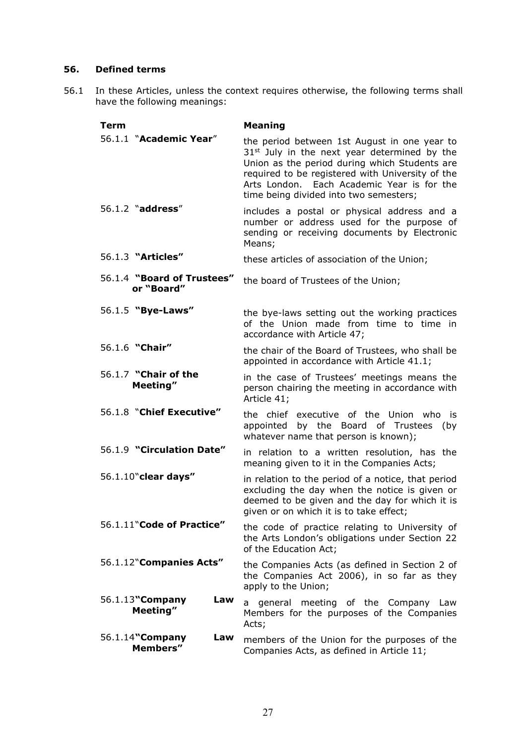## 56. Defined terms

56.1 In these Articles, unless the context requires otherwise, the following terms shall have the following meanings:

| Term | Meaning |
|---|---|
| 56.1.1 "**Academic Year**" | the period between 1st August in one year to 31st July in the next year determined by the Union as the period during which Students are required to be registered with University of the Arts London. Each Academic Year is for the time being divided into two semesters; |
| 56.1.2 "**address**" | includes a postal or physical address and a number or address used for the purpose of sending or receiving documents by Electronic Means; |
| 56.1.3 **"Articles"** | these articles of association of the Union; |
| 56.1.4 **"Board of Trustees" or "Board"** | the board of Trustees of the Union; |
| 56.1.5 **"Bye-Laws"** | the bye-laws setting out the working practices of the Union made from time to time in accordance with Article 47; |
| 56.1.6 **"Chair"** | the chair of the Board of Trustees, who shall be appointed in accordance with Article 41.1; |
| 56.1.7 **"Chair of the Meeting"** | in the case of Trustees' meetings means the person chairing the meeting in accordance with Article 41; |
| 56.1.8 "**Chief Executive"** | the chief executive of the Union who is appointed by the Board of Trustees (by whatever name that person is known); |
| 56.1.9 **"Circulation Date"** | in relation to a written resolution, has the meaning given to it in the Companies Acts; |
| 56.1.10 "**clear days"** | in relation to the period of a notice, that period excluding the day when the notice is given or deemed to be given and the day for which it is given or on which it is to take effect; |
| 56.1.11 "**Code of Practice"** | the code of practice relating to University of the Arts London's obligations under Section 22 of the Education Act; |
| 56.1.12 "**Companies Acts"** | the Companies Acts (as defined in Section 2 of the Companies Act 2006), in so far as they apply to the Union; |
| 56.1.13 **"Company Law Meeting"** | a general meeting of the Company Law Members for the purposes of the Companies Acts; |
| 56.1.14 **"Company Law Members"** | members of the Union for the purposes of the Companies Acts, as defined in Article 11; |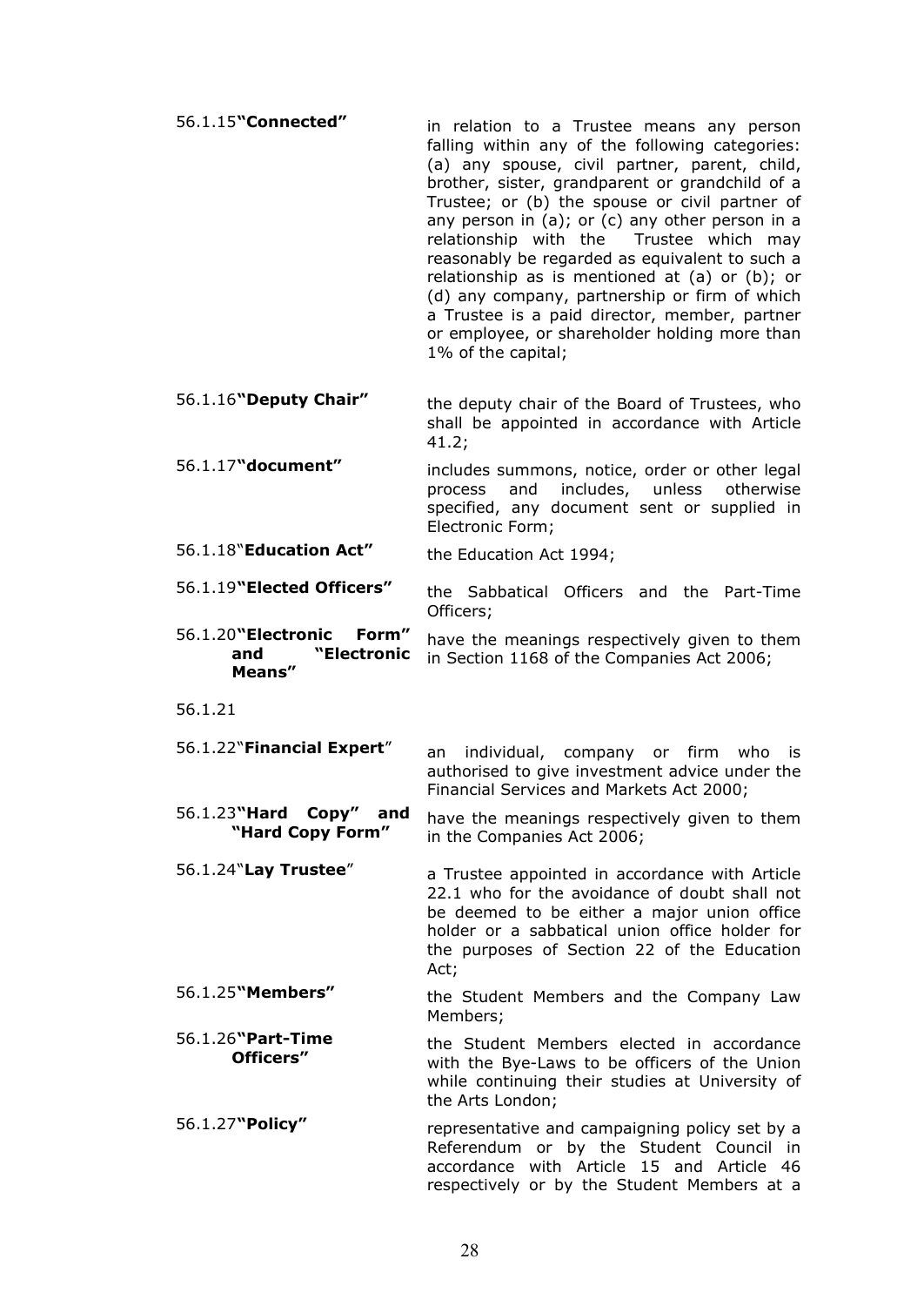| | |
|---|---|
| 56.1.15**"Connected"** | in relation to a Trustee means any person falling within any of the following categories: (a) any spouse, civil partner, parent, child, brother, sister, grandparent or grandchild of a Trustee; or (b) the spouse or civil partner of any person in (a); or (c) any other person in a relationship with the Trustee which may reasonably be regarded as equivalent to such a relationship as is mentioned at (a) or (b); or (d) any company, partnership or firm of which a Trustee is a paid director, member, partner or employee, or shareholder holding more than 1% of the capital; |
| 56.1.16**"Deputy Chair"** | the deputy chair of the Board of Trustees, who shall be appointed in accordance with Article 41.2; |
| 56.1.17**"document"** | includes summons, notice, order or other legal process and includes, unless otherwise specified, any document sent or supplied in Electronic Form; |
| 56.1.18"**Education Act"** | the Education Act 1994; |
| 56.1.19**"Elected Officers"** | the Sabbatical Officers and the Part-Time Officers; |
| 56.1.20**"Electronic Form" and "Electronic Means"** | have the meanings respectively given to them in Section 1168 of the Companies Act 2006; |
| 56.1.21 | |
| 56.1.22"**Financial Expert**" | an individual, company or firm who is authorised to give investment advice under the Financial Services and Markets Act 2000; |
| 56.1.23**"Hard Copy" and "Hard Copy Form"** | have the meanings respectively given to them in the Companies Act 2006; |
| 56.1.24"**Lay Trustee**" | a Trustee appointed in accordance with Article 22.1 who for the avoidance of doubt shall not be deemed to be either a major union office holder or a sabbatical union office holder for the purposes of Section 22 of the Education Act; |
| 56.1.25**"Members"** | the Student Members and the Company Law Members; |
| 56.1.26**"Part-Time Officers"** | the Student Members elected in accordance with the Bye-Laws to be officers of the Union while continuing their studies at University of the Arts London; |
| 56.1.27**"Policy"** | representative and campaigning policy set by a Referendum or by the Student Council in accordance with Article 15 and Article 46 respectively or by the Student Members at a |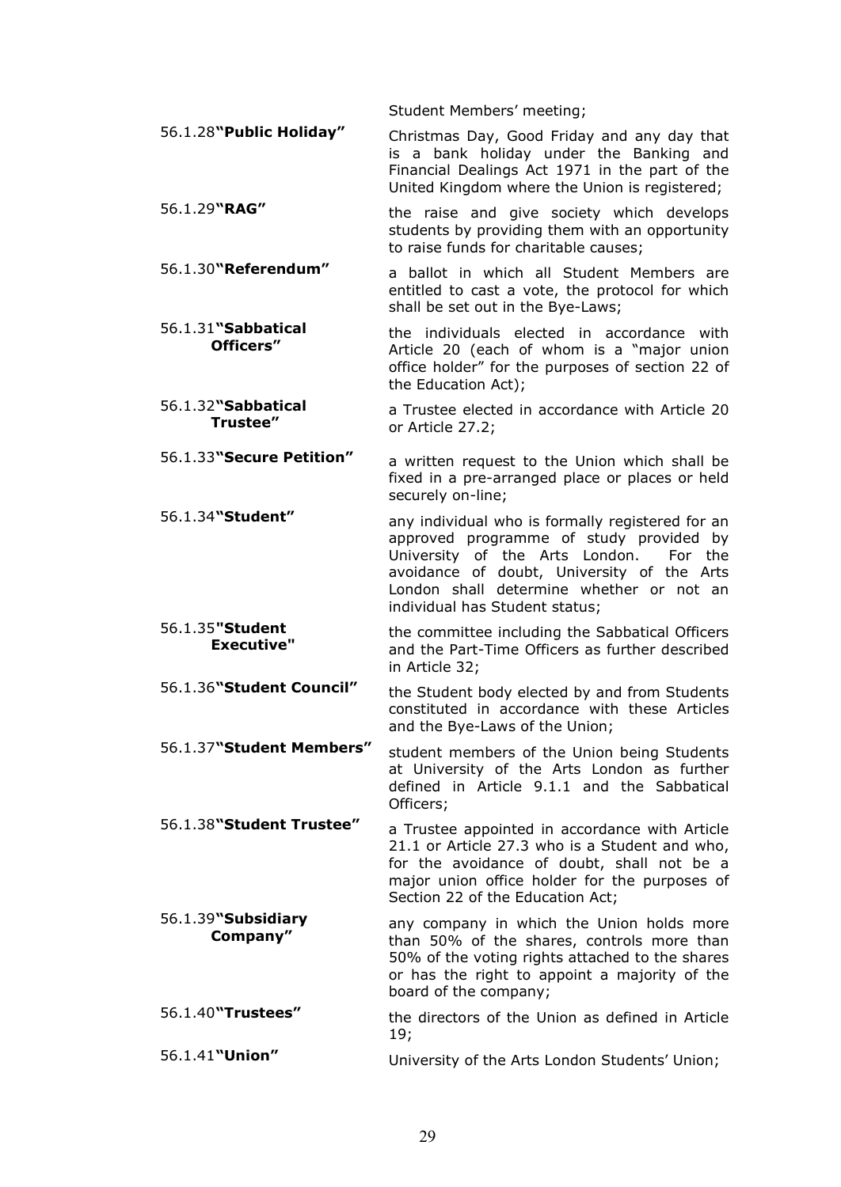Student Members' meeting;

56.1.28 **"Public Holiday"** Christmas Day, Good Friday and any day that is a bank holiday under the Banking and Financial Dealings Act 1971 in the part of the United Kingdom where the Union is registered;

56.1.29 **"RAG"** the raise and give society which develops students by providing them with an opportunity to raise funds for charitable causes;

56.1.30 **"Referendum"** a ballot in which all Student Members are entitled to cast a vote, the protocol for which shall be set out in the Bye-Laws;

56.1.31 **"Sabbatical Officers"** the individuals elected in accordance with Article 20 (each of whom is a "major union office holder" for the purposes of section 22 of the Education Act);

56.1.32 **"Sabbatical Trustee"** a Trustee elected in accordance with Article 20 or Article 27.2;

56.1.33 **"Secure Petition"** a written request to the Union which shall be fixed in a pre-arranged place or places or held securely on-line;

56.1.34 **"Student"** any individual who is formally registered for an approved programme of study provided by University of the Arts London. For the avoidance of doubt, University of the Arts London shall determine whether or not an individual has Student status;

56.1.35 **"Student Executive"** the committee including the Sabbatical Officers and the Part-Time Officers as further described in Article 32;

56.1.36 **"Student Council"** the Student body elected by and from Students constituted in accordance with these Articles and the Bye-Laws of the Union;

56.1.37 **"Student Members"** student members of the Union being Students at University of the Arts London as further defined in Article 9.1.1 and the Sabbatical Officers;

56.1.38 **"Student Trustee"** a Trustee appointed in accordance with Article 21.1 or Article 27.3 who is a Student and who, for the avoidance of doubt, shall not be a major union office holder for the purposes of Section 22 of the Education Act;

56.1.39 **"Subsidiary Company"** any company in which the Union holds more than 50% of the shares, controls more than 50% of the voting rights attached to the shares or has the right to appoint a majority of the board of the company;

56.1.40 **"Trustees"** the directors of the Union as defined in Article 19;

56.1.41 **"Union"** University of the Arts London Students' Union;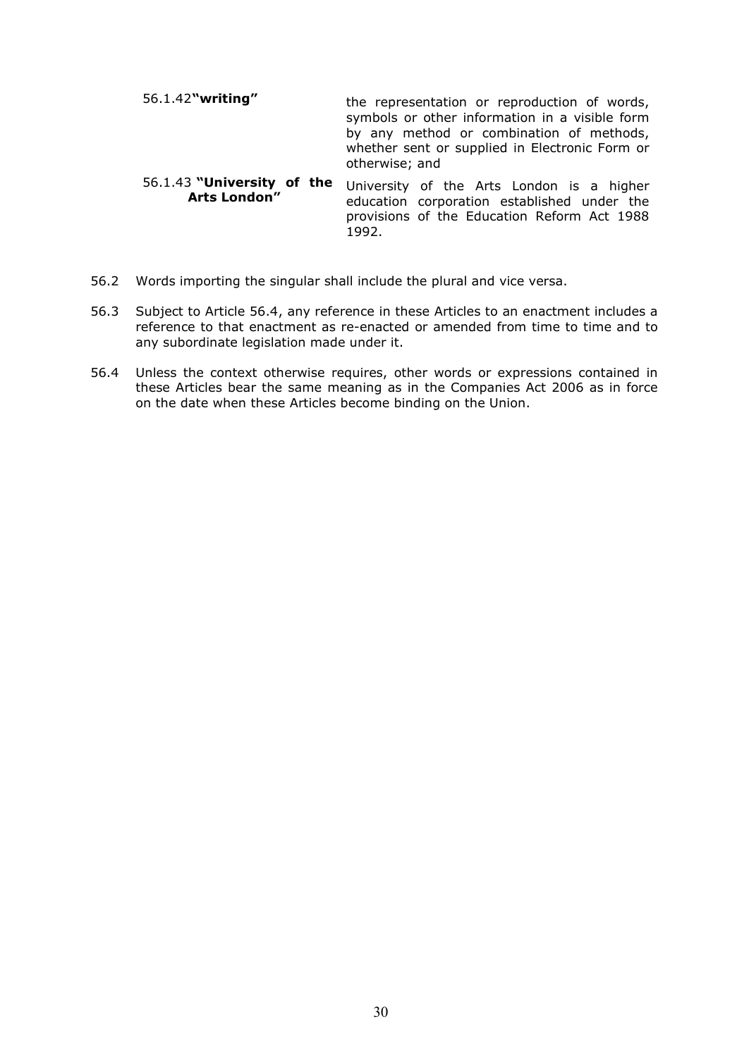56.1.42 **"writing"** the representation or reproduction of words, symbols or other information in a visible form by any method or combination of methods, whether sent or supplied in Electronic Form or otherwise; and

56.1.43 **"University of the Arts London"** University of the Arts London is a higher education corporation established under the provisions of the Education Reform Act 1988 1992.

56.2 Words importing the singular shall include the plural and vice versa.

56.3 Subject to Article 56.4, any reference in these Articles to an enactment includes a reference to that enactment as re-enacted or amended from time to time and to any subordinate legislation made under it.

56.4 Unless the context otherwise requires, other words or expressions contained in these Articles bear the same meaning as in the Companies Act 2006 as in force on the date when these Articles become binding on the Union.